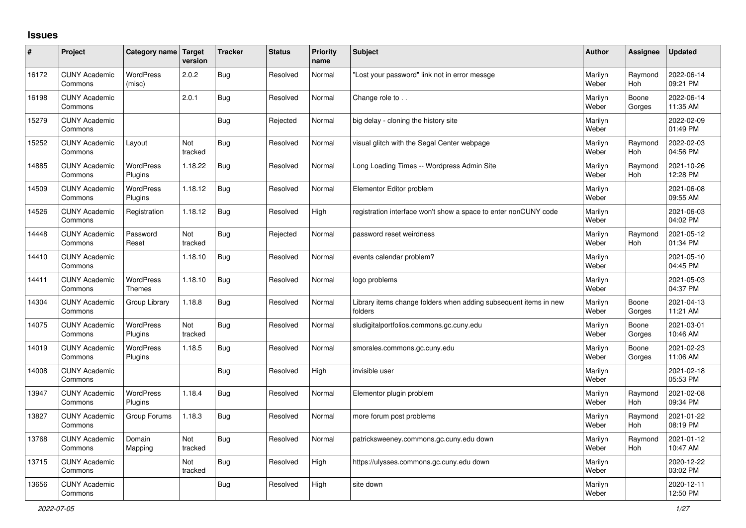# Issues

| # | Project | Category name | Target version | Tracker | Status | Priority name | Subject | Author | Assignee | Updated |
|---|---|---|---|---|---|---|---|---|---|---|
| 16172 | CUNY Academic Commons | WordPress (misc) | 2.0.2 | Bug | Resolved | Normal | "Lost your password" link not in error messge | Marilyn Weber | Raymond Hoh | 2022-06-14 09:21 PM |
| 16198 | CUNY Academic Commons | | 2.0.1 | Bug | Resolved | Normal | Change role to . . | Marilyn Weber | Boone Gorges | 2022-06-14 11:35 AM |
| 15279 | CUNY Academic Commons | | | Bug | Rejected | Normal | big delay - cloning the history site | Marilyn Weber | | 2022-02-09 01:49 PM |
| 15252 | CUNY Academic Commons | Layout | Not tracked | Bug | Resolved | Normal | visual glitch with the Segal Center webpage | Marilyn Weber | Raymond Hoh | 2022-02-03 04:56 PM |
| 14885 | CUNY Academic Commons | WordPress Plugins | 1.18.22 | Bug | Resolved | Normal | Long Loading Times -- Wordpress Admin Site | Marilyn Weber | Raymond Hoh | 2021-10-26 12:28 PM |
| 14509 | CUNY Academic Commons | WordPress Plugins | 1.18.12 | Bug | Resolved | Normal | Elementor Editor problem | Marilyn Weber | | 2021-06-08 09:55 AM |
| 14526 | CUNY Academic Commons | Registration | 1.18.12 | Bug | Resolved | High | registration interface won't show a space to enter nonCUNY code | Marilyn Weber | | 2021-06-03 04:02 PM |
| 14448 | CUNY Academic Commons | Password Reset | Not tracked | Bug | Rejected | Normal | password reset weirdness | Marilyn Weber | Raymond Hoh | 2021-05-12 01:34 PM |
| 14410 | CUNY Academic Commons | | 1.18.10 | Bug | Resolved | Normal | events calendar problem? | Marilyn Weber | | 2021-05-10 04:45 PM |
| 14411 | CUNY Academic Commons | WordPress Themes | 1.18.10 | Bug | Resolved | Normal | logo problems | Marilyn Weber | | 2021-05-03 04:37 PM |
| 14304 | CUNY Academic Commons | Group Library | 1.18.8 | Bug | Resolved | Normal | Library items change folders when adding subsequent items in new folders | Marilyn Weber | Boone Gorges | 2021-04-13 11:21 AM |
| 14075 | CUNY Academic Commons | WordPress Plugins | Not tracked | Bug | Resolved | Normal | sludigitalportfolios.commons.gc.cuny.edu | Marilyn Weber | Boone Gorges | 2021-03-01 10:46 AM |
| 14019 | CUNY Academic Commons | WordPress Plugins | 1.18.5 | Bug | Resolved | Normal | smorales.commons.gc.cuny.edu | Marilyn Weber | Boone Gorges | 2021-02-23 11:06 AM |
| 14008 | CUNY Academic Commons | | | Bug | Resolved | High | invisible user | Marilyn Weber | | 2021-02-18 05:53 PM |
| 13947 | CUNY Academic Commons | WordPress Plugins | 1.18.4 | Bug | Resolved | Normal | Elementor plugin problem | Marilyn Weber | Raymond Hoh | 2021-02-08 09:34 PM |
| 13827 | CUNY Academic Commons | Group Forums | 1.18.3 | Bug | Resolved | Normal | more forum post problems | Marilyn Weber | Raymond Hoh | 2021-01-22 08:19 PM |
| 13768 | CUNY Academic Commons | Domain Mapping | Not tracked | Bug | Resolved | Normal | patricksweeney.commons.gc.cuny.edu down | Marilyn Weber | Raymond Hoh | 2021-01-12 10:47 AM |
| 13715 | CUNY Academic Commons | | Not tracked | Bug | Resolved | High | https://ulysses.commons.gc.cuny.edu down | Marilyn Weber | | 2020-12-22 03:02 PM |
| 13656 | CUNY Academic Commons | | | Bug | Resolved | High | site down | Marilyn Weber | | 2020-12-11 12:50 PM |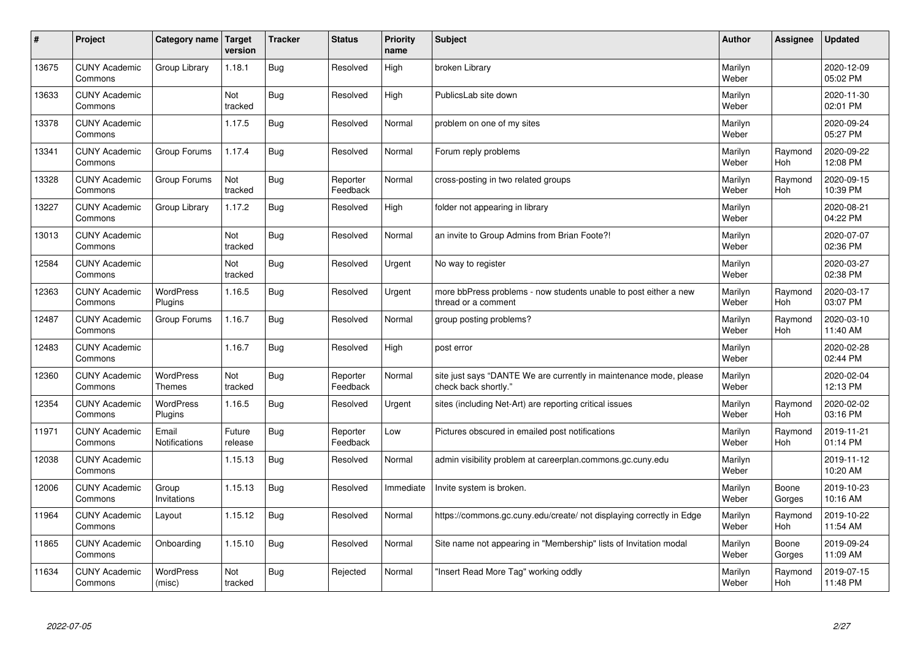| # | Project | Category name | Target version | Tracker | Status | Priority name | Subject | Author | Assignee | Updated |
|---|---|---|---|---|---|---|---|---|---|---|
| 13675 | CUNY Academic Commons | Group Library | 1.18.1 | Bug | Resolved | High | broken Library | Marilyn Weber | | 2020-12-09 05:02 PM |
| 13633 | CUNY Academic Commons | | Not tracked | Bug | Resolved | High | PublicsLab site down | Marilyn Weber | | 2020-11-30 02:01 PM |
| 13378 | CUNY Academic Commons | | 1.17.5 | Bug | Resolved | Normal | problem on one of my sites | Marilyn Weber | | 2020-09-24 05:27 PM |
| 13341 | CUNY Academic Commons | Group Forums | 1.17.4 | Bug | Resolved | Normal | Forum reply problems | Marilyn Weber | Raymond Hoh | 2020-09-22 12:08 PM |
| 13328 | CUNY Academic Commons | Group Forums | Not tracked | Bug | Reporter Feedback | Normal | cross-posting in two related groups | Marilyn Weber | Raymond Hoh | 2020-09-15 10:39 PM |
| 13227 | CUNY Academic Commons | Group Library | 1.17.2 | Bug | Resolved | High | folder not appearing in library | Marilyn Weber | | 2020-08-21 04:22 PM |
| 13013 | CUNY Academic Commons | | Not tracked | Bug | Resolved | Normal | an invite to Group Admins from Brian Foote?! | Marilyn Weber | | 2020-07-07 02:36 PM |
| 12584 | CUNY Academic Commons | | Not tracked | Bug | Resolved | Urgent | No way to register | Marilyn Weber | | 2020-03-27 02:38 PM |
| 12363 | CUNY Academic Commons | WordPress Plugins | 1.16.5 | Bug | Resolved | Urgent | more bbPress problems - now students unable to post either a new thread or a comment | Marilyn Weber | Raymond Hoh | 2020-03-17 03:07 PM |
| 12487 | CUNY Academic Commons | Group Forums | 1.16.7 | Bug | Resolved | Normal | group posting problems? | Marilyn Weber | Raymond Hoh | 2020-03-10 11:40 AM |
| 12483 | CUNY Academic Commons | | 1.16.7 | Bug | Resolved | High | post error | Marilyn Weber | | 2020-02-28 02:44 PM |
| 12360 | CUNY Academic Commons | WordPress Themes | Not tracked | Bug | Reporter Feedback | Normal | site just says "DANTE We are currently in maintenance mode, please check back shortly." | Marilyn Weber | | 2020-02-04 12:13 PM |
| 12354 | CUNY Academic Commons | WordPress Plugins | 1.16.5 | Bug | Resolved | Urgent | sites (including Net-Art) are reporting critical issues | Marilyn Weber | Raymond Hoh | 2020-02-02 03:16 PM |
| 11971 | CUNY Academic Commons | Email Notifications | Future release | Bug | Reporter Feedback | Low | Pictures obscured in emailed post notifications | Marilyn Weber | Raymond Hoh | 2019-11-21 01:14 PM |
| 12038 | CUNY Academic Commons | | 1.15.13 | Bug | Resolved | Normal | admin visibility problem at careerplan.commons.gc.cuny.edu | Marilyn Weber | | 2019-11-12 10:20 AM |
| 12006 | CUNY Academic Commons | Group Invitations | 1.15.13 | Bug | Resolved | Immediate | Invite system is broken. | Marilyn Weber | Boone Gorges | 2019-10-23 10:16 AM |
| 11964 | CUNY Academic Commons | Layout | 1.15.12 | Bug | Resolved | Normal | https://commons.gc.cuny.edu/create/ not displaying correctly in Edge | Marilyn Weber | Raymond Hoh | 2019-10-22 11:54 AM |
| 11865 | CUNY Academic Commons | Onboarding | 1.15.10 | Bug | Resolved | Normal | Site name not appearing in "Membership" lists of Invitation modal | Marilyn Weber | Boone Gorges | 2019-09-24 11:09 AM |
| 11634 | CUNY Academic Commons | WordPress (misc) | Not tracked | Bug | Rejected | Normal | "Insert Read More Tag" working oddly | Marilyn Weber | Raymond Hoh | 2019-07-15 11:48 PM |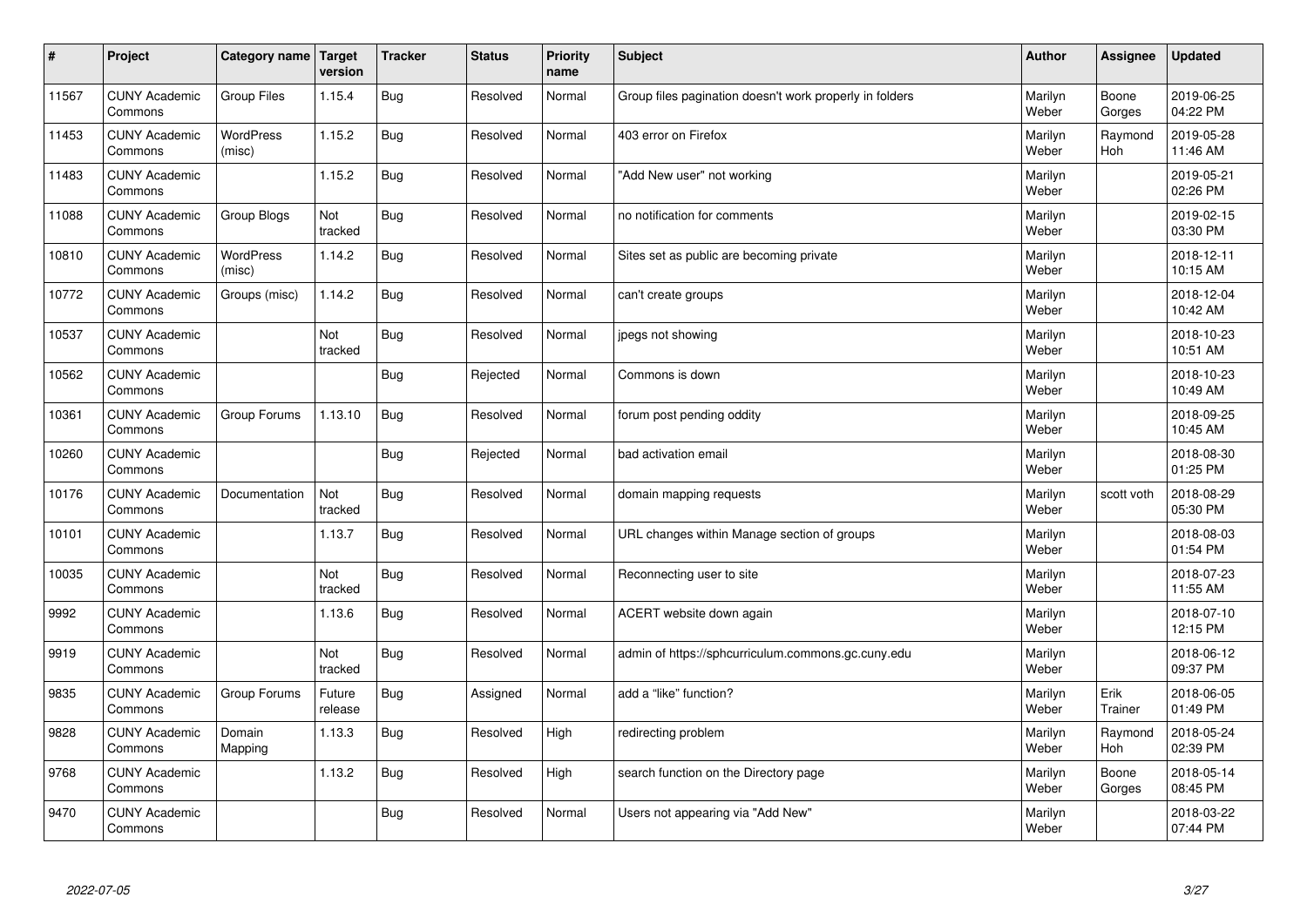| # | Project | Category name | Target version | Tracker | Status | Priority name | Subject | Author | Assignee | Updated |
|---|---|---|---|---|---|---|---|---|---|---|
| 11567 | CUNY Academic Commons | Group Files | 1.15.4 | Bug | Resolved | Normal | Group files pagination doesn't work properly in folders | Marilyn Weber | Boone Gorges | 2019-06-25 04:22 PM |
| 11453 | CUNY Academic Commons | WordPress (misc) | 1.15.2 | Bug | Resolved | Normal | 403 error on Firefox | Marilyn Weber | Raymond Hoh | 2019-05-28 11:46 AM |
| 11483 | CUNY Academic Commons | | 1.15.2 | Bug | Resolved | Normal | "Add New user" not working | Marilyn Weber | | 2019-05-21 02:26 PM |
| 11088 | CUNY Academic Commons | Group Blogs | Not tracked | Bug | Resolved | Normal | no notification for comments | Marilyn Weber | | 2019-02-15 03:30 PM |
| 10810 | CUNY Academic Commons | WordPress (misc) | 1.14.2 | Bug | Resolved | Normal | Sites set as public are becoming private | Marilyn Weber | | 2018-12-11 10:15 AM |
| 10772 | CUNY Academic Commons | Groups (misc) | 1.14.2 | Bug | Resolved | Normal | can't create groups | Marilyn Weber | | 2018-12-04 10:42 AM |
| 10537 | CUNY Academic Commons | | Not tracked | Bug | Resolved | Normal | jpegs not showing | Marilyn Weber | | 2018-10-23 10:51 AM |
| 10562 | CUNY Academic Commons | | | Bug | Rejected | Normal | Commons is down | Marilyn Weber | | 2018-10-23 10:49 AM |
| 10361 | CUNY Academic Commons | Group Forums | 1.13.10 | Bug | Resolved | Normal | forum post pending oddity | Marilyn Weber | | 2018-09-25 10:45 AM |
| 10260 | CUNY Academic Commons | | | Bug | Rejected | Normal | bad activation email | Marilyn Weber | | 2018-08-30 01:25 PM |
| 10176 | CUNY Academic Commons | Documentation | Not tracked | Bug | Resolved | Normal | domain mapping requests | Marilyn Weber | scott voth | 2018-08-29 05:30 PM |
| 10101 | CUNY Academic Commons | | 1.13.7 | Bug | Resolved | Normal | URL changes within Manage section of groups | Marilyn Weber | | 2018-08-03 01:54 PM |
| 10035 | CUNY Academic Commons | | Not tracked | Bug | Resolved | Normal | Reconnecting user to site | Marilyn Weber | | 2018-07-23 11:55 AM |
| 9992 | CUNY Academic Commons | | 1.13.6 | Bug | Resolved | Normal | ACERT website down again | Marilyn Weber | | 2018-07-10 12:15 PM |
| 9919 | CUNY Academic Commons | | Not tracked | Bug | Resolved | Normal | admin of https://sphcurriculum.commons.gc.cuny.edu | Marilyn Weber | | 2018-06-12 09:37 PM |
| 9835 | CUNY Academic Commons | Group Forums | Future release | Bug | Assigned | Normal | add a "like" function? | Marilyn Weber | Erik Trainer | 2018-06-05 01:49 PM |
| 9828 | CUNY Academic Commons | Domain Mapping | 1.13.3 | Bug | Resolved | High | redirecting problem | Marilyn Weber | Raymond Hoh | 2018-05-24 02:39 PM |
| 9768 | CUNY Academic Commons | | 1.13.2 | Bug | Resolved | High | search function on the Directory page | Marilyn Weber | Boone Gorges | 2018-05-14 08:45 PM |
| 9470 | CUNY Academic Commons | | | Bug | Resolved | Normal | Users not appearing via "Add New" | Marilyn Weber | | 2018-03-22 07:44 PM |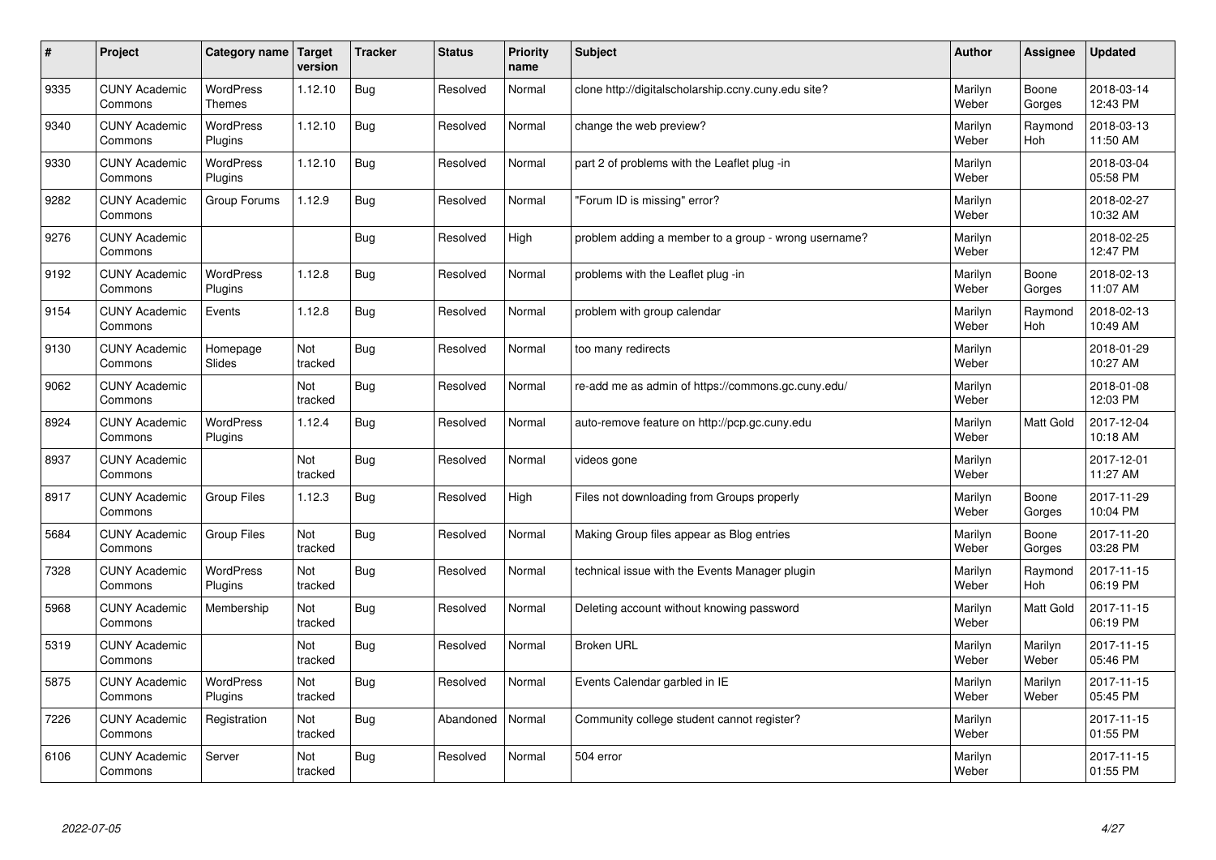| # | Project | Category name | Target version | Tracker | Status | Priority name | Subject | Author | Assignee | Updated |
|---|---|---|---|---|---|---|---|---|---|---|
| 9335 | CUNY Academic Commons | WordPress Themes | 1.12.10 | Bug | Resolved | Normal | clone http://digitalscholarship.ccny.cuny.edu site? | Marilyn Weber | Boone Gorges | 2018-03-14 12:43 PM |
| 9340 | CUNY Academic Commons | WordPress Plugins | 1.12.10 | Bug | Resolved | Normal | change the web preview? | Marilyn Weber | Raymond Hoh | 2018-03-13 11:50 AM |
| 9330 | CUNY Academic Commons | WordPress Plugins | 1.12.10 | Bug | Resolved | Normal | part 2 of problems with the Leaflet plug -in | Marilyn Weber | | 2018-03-04 05:58 PM |
| 9282 | CUNY Academic Commons | Group Forums | 1.12.9 | Bug | Resolved | Normal | "Forum ID is missing" error? | Marilyn Weber | | 2018-02-27 10:32 AM |
| 9276 | CUNY Academic Commons | | | Bug | Resolved | High | problem adding a member to a group - wrong username? | Marilyn Weber | | 2018-02-25 12:47 PM |
| 9192 | CUNY Academic Commons | WordPress Plugins | 1.12.8 | Bug | Resolved | Normal | problems with the Leaflet plug -in | Marilyn Weber | Boone Gorges | 2018-02-13 11:07 AM |
| 9154 | CUNY Academic Commons | Events | 1.12.8 | Bug | Resolved | Normal | problem with group calendar | Marilyn Weber | Raymond Hoh | 2018-02-13 10:49 AM |
| 9130 | CUNY Academic Commons | Homepage Slides | Not tracked | Bug | Resolved | Normal | too many redirects | Marilyn Weber | | 2018-01-29 10:27 AM |
| 9062 | CUNY Academic Commons | | Not tracked | Bug | Resolved | Normal | re-add me as admin of https://commons.gc.cuny.edu/ | Marilyn Weber | | 2018-01-08 12:03 PM |
| 8924 | CUNY Academic Commons | WordPress Plugins | 1.12.4 | Bug | Resolved | Normal | auto-remove feature on http://pcp.gc.cuny.edu | Marilyn Weber | Matt Gold | 2017-12-04 10:18 AM |
| 8937 | CUNY Academic Commons | | Not tracked | Bug | Resolved | Normal | videos gone | Marilyn Weber | | 2017-12-01 11:27 AM |
| 8917 | CUNY Academic Commons | Group Files | 1.12.3 | Bug | Resolved | High | Files not downloading from Groups properly | Marilyn Weber | Boone Gorges | 2017-11-29 10:04 PM |
| 5684 | CUNY Academic Commons | Group Files | Not tracked | Bug | Resolved | Normal | Making Group files appear as Blog entries | Marilyn Weber | Boone Gorges | 2017-11-20 03:28 PM |
| 7328 | CUNY Academic Commons | WordPress Plugins | Not tracked | Bug | Resolved | Normal | technical issue with the Events Manager plugin | Marilyn Weber | Raymond Hoh | 2017-11-15 06:19 PM |
| 5968 | CUNY Academic Commons | Membership | Not tracked | Bug | Resolved | Normal | Deleting account without knowing password | Marilyn Weber | Matt Gold | 2017-11-15 06:19 PM |
| 5319 | CUNY Academic Commons | | Not tracked | Bug | Resolved | Normal | Broken URL | Marilyn Weber | Marilyn Weber | 2017-11-15 05:46 PM |
| 5875 | CUNY Academic Commons | WordPress Plugins | Not tracked | Bug | Resolved | Normal | Events Calendar garbled in IE | Marilyn Weber | Marilyn Weber | 2017-11-15 05:45 PM |
| 7226 | CUNY Academic Commons | Registration | Not tracked | Bug | Abandoned | Normal | Community college student cannot register? | Marilyn Weber | | 2017-11-15 01:55 PM |
| 6106 | CUNY Academic Commons | Server | Not tracked | Bug | Resolved | Normal | 504 error | Marilyn Weber | | 2017-11-15 01:55 PM |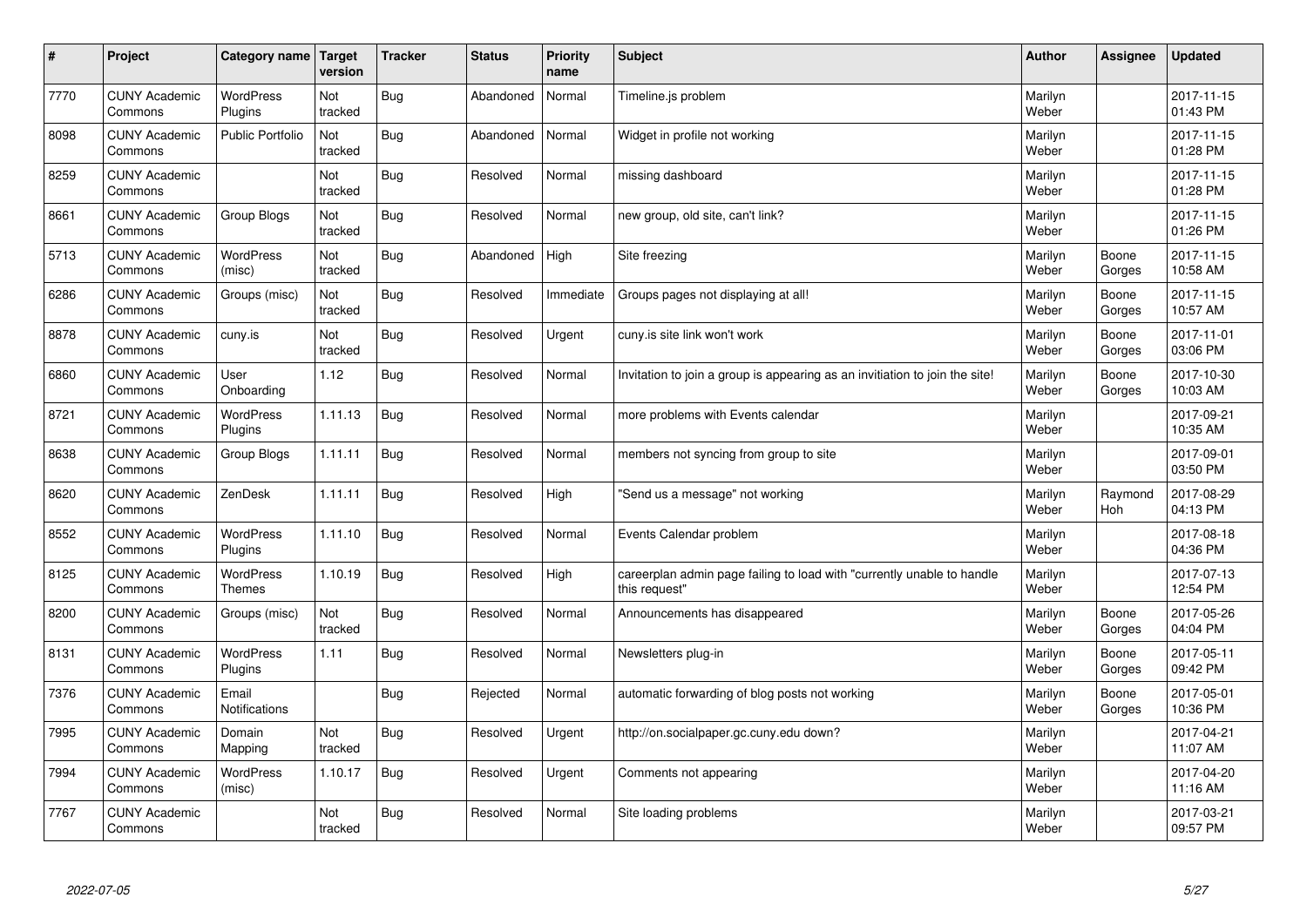| # | Project | Category name | Target version | Tracker | Status | Priority name | Subject | Author | Assignee | Updated |
|---|---|---|---|---|---|---|---|---|---|---|
| 7770 | CUNY Academic Commons | WordPress Plugins | Not tracked | Bug | Abandoned | Normal | Timeline.js problem | Marilyn Weber | | 2017-11-15 01:43 PM |
| 8098 | CUNY Academic Commons | Public Portfolio | Not tracked | Bug | Abandoned | Normal | Widget in profile not working | Marilyn Weber | | 2017-11-15 01:28 PM |
| 8259 | CUNY Academic Commons | | Not tracked | Bug | Resolved | Normal | missing dashboard | Marilyn Weber | | 2017-11-15 01:28 PM |
| 8661 | CUNY Academic Commons | Group Blogs | Not tracked | Bug | Resolved | Normal | new group, old site, can't link? | Marilyn Weber | | 2017-11-15 01:26 PM |
| 5713 | CUNY Academic Commons | WordPress (misc) | Not tracked | Bug | Abandoned | High | Site freezing | Marilyn Weber | Boone Gorges | 2017-11-15 10:58 AM |
| 6286 | CUNY Academic Commons | Groups (misc) | Not tracked | Bug | Resolved | Immediate | Groups pages not displaying at all! | Marilyn Weber | Boone Gorges | 2017-11-15 10:57 AM |
| 8878 | CUNY Academic Commons | cuny.is | Not tracked | Bug | Resolved | Urgent | cuny.is site link won't work | Marilyn Weber | Boone Gorges | 2017-11-01 03:06 PM |
| 6860 | CUNY Academic Commons | User Onboarding | 1.12 | Bug | Resolved | Normal | Invitation to join a group is appearing as an invitiation to join the site! | Marilyn Weber | Boone Gorges | 2017-10-30 10:03 AM |
| 8721 | CUNY Academic Commons | WordPress Plugins | 1.11.13 | Bug | Resolved | Normal | more problems with Events calendar | Marilyn Weber | | 2017-09-21 10:35 AM |
| 8638 | CUNY Academic Commons | Group Blogs | 1.11.11 | Bug | Resolved | Normal | members not syncing from group to site | Marilyn Weber | | 2017-09-01 03:50 PM |
| 8620 | CUNY Academic Commons | ZenDesk | 1.11.11 | Bug | Resolved | High | "Send us a message" not working | Marilyn Weber | Raymond Hoh | 2017-08-29 04:13 PM |
| 8552 | CUNY Academic Commons | WordPress Plugins | 1.11.10 | Bug | Resolved | Normal | Events Calendar problem | Marilyn Weber | | 2017-08-18 04:36 PM |
| 8125 | CUNY Academic Commons | WordPress Themes | 1.10.19 | Bug | Resolved | High | careerplan admin page failing to load with "currently unable to handle this request" | Marilyn Weber | | 2017-07-13 12:54 PM |
| 8200 | CUNY Academic Commons | Groups (misc) | Not tracked | Bug | Resolved | Normal | Announcements has disappeared | Marilyn Weber | Boone Gorges | 2017-05-26 04:04 PM |
| 8131 | CUNY Academic Commons | WordPress Plugins | 1.11 | Bug | Resolved | Normal | Newsletters plug-in | Marilyn Weber | Boone Gorges | 2017-05-11 09:42 PM |
| 7376 | CUNY Academic Commons | Email Notifications | | Bug | Rejected | Normal | automatic forwarding of blog posts not working | Marilyn Weber | Boone Gorges | 2017-05-01 10:36 PM |
| 7995 | CUNY Academic Commons | Domain Mapping | Not tracked | Bug | Resolved | Urgent | http://on.socialpaper.gc.cuny.edu down? | Marilyn Weber | | 2017-04-21 11:07 AM |
| 7994 | CUNY Academic Commons | WordPress (misc) | 1.10.17 | Bug | Resolved | Urgent | Comments not appearing | Marilyn Weber | | 2017-04-20 11:16 AM |
| 7767 | CUNY Academic Commons | | Not tracked | Bug | Resolved | Normal | Site loading problems | Marilyn Weber | | 2017-03-21 09:57 PM |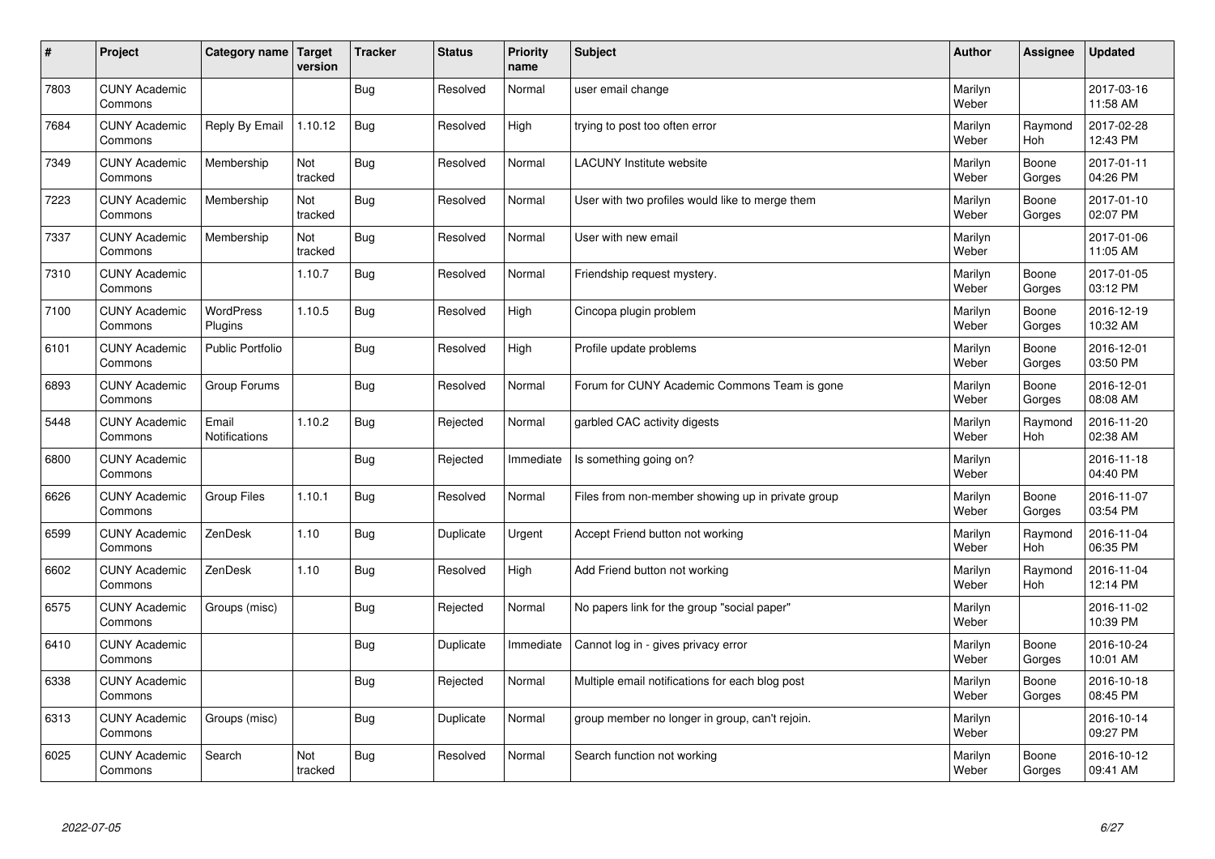| # | Project | Category name | Target version | Tracker | Status | Priority name | Subject | Author | Assignee | Updated |
|---|---|---|---|---|---|---|---|---|---|---|
| 7803 | CUNY Academic Commons | | | Bug | Resolved | Normal | user email change | Marilyn Weber | | 2017-03-16 11:58 AM |
| 7684 | CUNY Academic Commons | Reply By Email | 1.10.12 | Bug | Resolved | High | trying to post too often error | Marilyn Weber | Raymond Hoh | 2017-02-28 12:43 PM |
| 7349 | CUNY Academic Commons | Membership | Not tracked | Bug | Resolved | Normal | LACUNY Institute website | Marilyn Weber | Boone Gorges | 2017-01-11 04:26 PM |
| 7223 | CUNY Academic Commons | Membership | Not tracked | Bug | Resolved | Normal | User with two profiles would like to merge them | Marilyn Weber | Boone Gorges | 2017-01-10 02:07 PM |
| 7337 | CUNY Academic Commons | Membership | Not tracked | Bug | Resolved | Normal | User with new email | Marilyn Weber | | 2017-01-06 11:05 AM |
| 7310 | CUNY Academic Commons | | 1.10.7 | Bug | Resolved | Normal | Friendship request mystery. | Marilyn Weber | Boone Gorges | 2017-01-05 03:12 PM |
| 7100 | CUNY Academic Commons | WordPress Plugins | 1.10.5 | Bug | Resolved | High | Cincopa plugin problem | Marilyn Weber | Boone Gorges | 2016-12-19 10:32 AM |
| 6101 | CUNY Academic Commons | Public Portfolio | | Bug | Resolved | High | Profile update problems | Marilyn Weber | Boone Gorges | 2016-12-01 03:50 PM |
| 6893 | CUNY Academic Commons | Group Forums | | Bug | Resolved | Normal | Forum for CUNY Academic Commons Team is gone | Marilyn Weber | Boone Gorges | 2016-12-01 08:08 AM |
| 5448 | CUNY Academic Commons | Email Notifications | 1.10.2 | Bug | Rejected | Normal | garbled CAC activity digests | Marilyn Weber | Raymond Hoh | 2016-11-20 02:38 AM |
| 6800 | CUNY Academic Commons | | | Bug | Rejected | Immediate | Is something going on? | Marilyn Weber | | 2016-11-18 04:40 PM |
| 6626 | CUNY Academic Commons | Group Files | 1.10.1 | Bug | Resolved | Normal | Files from non-member showing up in private group | Marilyn Weber | Boone Gorges | 2016-11-07 03:54 PM |
| 6599 | CUNY Academic Commons | ZenDesk | 1.10 | Bug | Duplicate | Urgent | Accept Friend button not working | Marilyn Weber | Raymond Hoh | 2016-11-04 06:35 PM |
| 6602 | CUNY Academic Commons | ZenDesk | 1.10 | Bug | Resolved | High | Add Friend button not working | Marilyn Weber | Raymond Hoh | 2016-11-04 12:14 PM |
| 6575 | CUNY Academic Commons | Groups (misc) | | Bug | Rejected | Normal | No papers link for the group "social paper" | Marilyn Weber | | 2016-11-02 10:39 PM |
| 6410 | CUNY Academic Commons | | | Bug | Duplicate | Immediate | Cannot log in - gives privacy error | Marilyn Weber | Boone Gorges | 2016-10-24 10:01 AM |
| 6338 | CUNY Academic Commons | | | Bug | Rejected | Normal | Multiple email notifications for each blog post | Marilyn Weber | Boone Gorges | 2016-10-18 08:45 PM |
| 6313 | CUNY Academic Commons | Groups (misc) | | Bug | Duplicate | Normal | group member no longer in group, can't rejoin. | Marilyn Weber | | 2016-10-14 09:27 PM |
| 6025 | CUNY Academic Commons | Search | Not tracked | Bug | Resolved | Normal | Search function not working | Marilyn Weber | Boone Gorges | 2016-10-12 09:41 AM |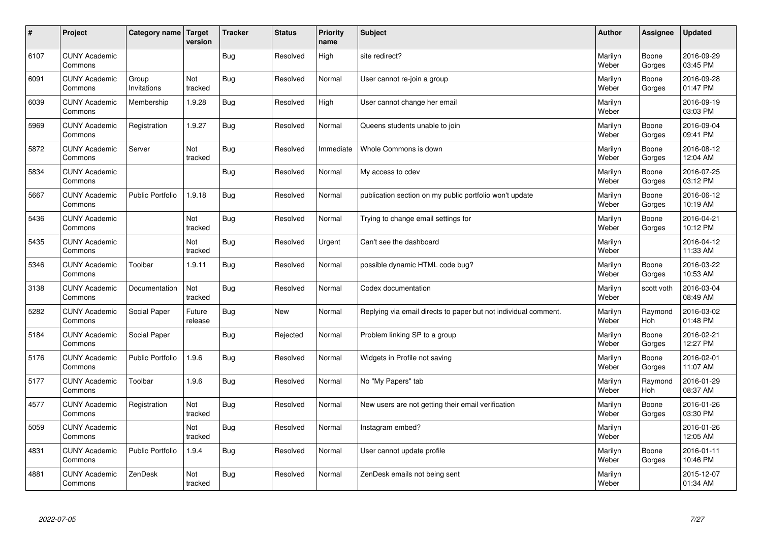| # | Project | Category name | Target version | Tracker | Status | Priority name | Subject | Author | Assignee | Updated |
|---|---|---|---|---|---|---|---|---|---|---|
| 6107 | CUNY Academic Commons | | | Bug | Resolved | High | site redirect? | Marilyn Weber | Boone Gorges | 2016-09-29 03:45 PM |
| 6091 | CUNY Academic Commons | Group Invitations | Not tracked | Bug | Resolved | Normal | User cannot re-join a group | Marilyn Weber | Boone Gorges | 2016-09-28 01:47 PM |
| 6039 | CUNY Academic Commons | Membership | 1.9.28 | Bug | Resolved | High | User cannot change her email | Marilyn Weber | | 2016-09-19 03:03 PM |
| 5969 | CUNY Academic Commons | Registration | 1.9.27 | Bug | Resolved | Normal | Queens students unable to join | Marilyn Weber | Boone Gorges | 2016-09-04 09:41 PM |
| 5872 | CUNY Academic Commons | Server | Not tracked | Bug | Resolved | Immediate | Whole Commons is down | Marilyn Weber | Boone Gorges | 2016-08-12 12:04 AM |
| 5834 | CUNY Academic Commons | | | Bug | Resolved | Normal | My access to cdev | Marilyn Weber | Boone Gorges | 2016-07-25 03:12 PM |
| 5667 | CUNY Academic Commons | Public Portfolio | 1.9.18 | Bug | Resolved | Normal | publication section on my public portfolio won't update | Marilyn Weber | Boone Gorges | 2016-06-12 10:19 AM |
| 5436 | CUNY Academic Commons | | Not tracked | Bug | Resolved | Normal | Trying to change email settings for | Marilyn Weber | Boone Gorges | 2016-04-21 10:12 PM |
| 5435 | CUNY Academic Commons | | Not tracked | Bug | Resolved | Urgent | Can't see the dashboard | Marilyn Weber | | 2016-04-12 11:33 AM |
| 5346 | CUNY Academic Commons | Toolbar | 1.9.11 | Bug | Resolved | Normal | possible dynamic HTML code bug? | Marilyn Weber | Boone Gorges | 2016-03-22 10:53 AM |
| 3138 | CUNY Academic Commons | Documentation | Not tracked | Bug | Resolved | Normal | Codex documentation | Marilyn Weber | scott voth | 2016-03-04 08:49 AM |
| 5282 | CUNY Academic Commons | Social Paper | Future release | Bug | New | Normal | Replying via email directs to paper but not individual comment. | Marilyn Weber | Raymond Hoh | 2016-03-02 01:48 PM |
| 5184 | CUNY Academic Commons | Social Paper | | Bug | Rejected | Normal | Problem linking SP to a group | Marilyn Weber | Boone Gorges | 2016-02-21 12:27 PM |
| 5176 | CUNY Academic Commons | Public Portfolio | 1.9.6 | Bug | Resolved | Normal | Widgets in Profile not saving | Marilyn Weber | Boone Gorges | 2016-02-01 11:07 AM |
| 5177 | CUNY Academic Commons | Toolbar | 1.9.6 | Bug | Resolved | Normal | No "My Papers" tab | Marilyn Weber | Raymond Hoh | 2016-01-29 08:37 AM |
| 4577 | CUNY Academic Commons | Registration | Not tracked | Bug | Resolved | Normal | New users are not getting their email verification | Marilyn Weber | Boone Gorges | 2016-01-26 03:30 PM |
| 5059 | CUNY Academic Commons | | Not tracked | Bug | Resolved | Normal | Instagram embed? | Marilyn Weber | | 2016-01-26 12:05 AM |
| 4831 | CUNY Academic Commons | Public Portfolio | 1.9.4 | Bug | Resolved | Normal | User cannot update profile | Marilyn Weber | Boone Gorges | 2016-01-11 10:46 PM |
| 4881 | CUNY Academic Commons | ZenDesk | Not tracked | Bug | Resolved | Normal | ZenDesk emails not being sent | Marilyn Weber | | 2015-12-07 01:34 AM |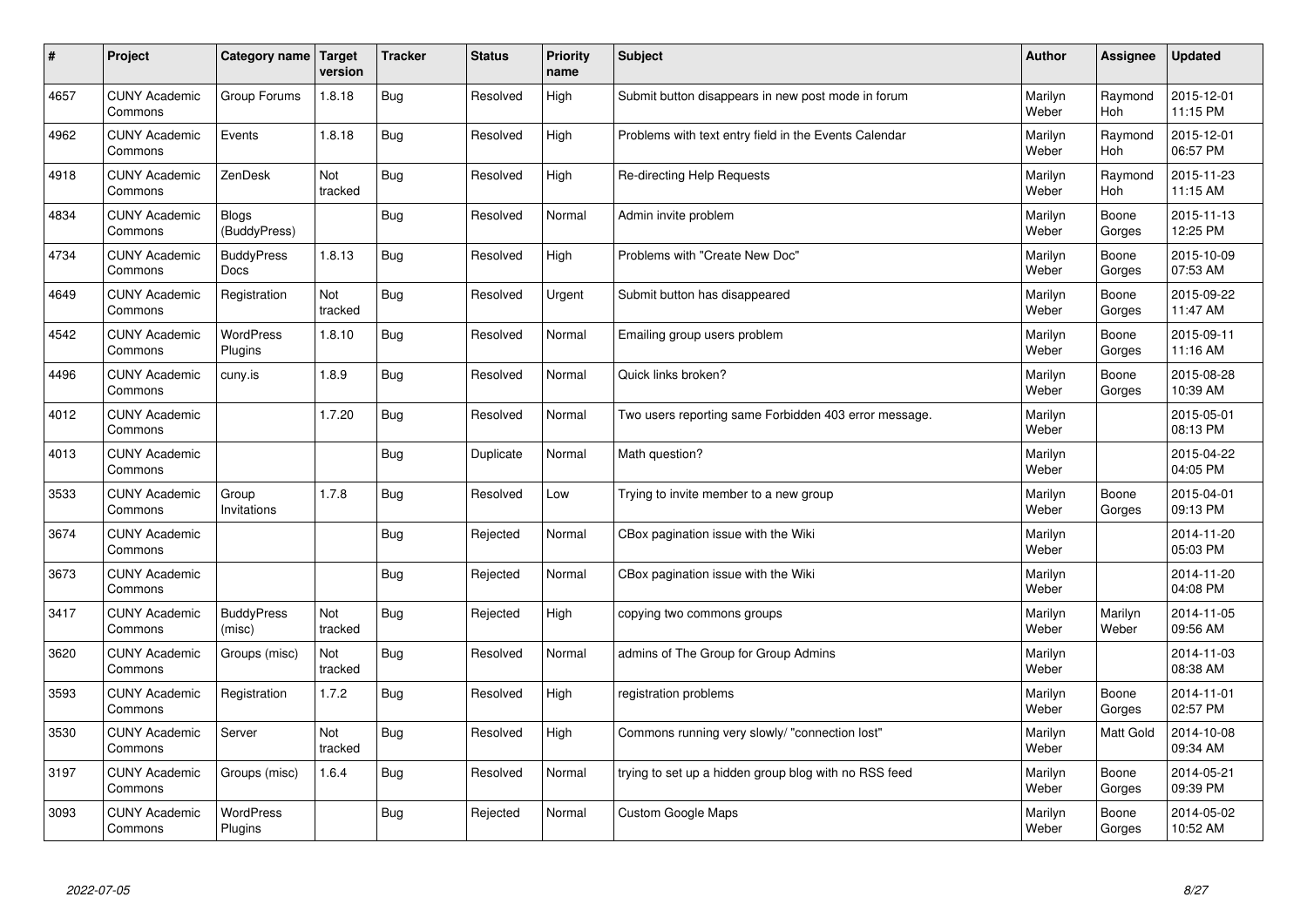| # | Project | Category name | Target version | Tracker | Status | Priority name | Subject | Author | Assignee | Updated |
|---|---|---|---|---|---|---|---|---|---|---|
| 4657 | CUNY Academic Commons | Group Forums | 1.8.18 | Bug | Resolved | High | Submit button disappears in new post mode in forum | Marilyn Weber | Raymond Hoh | 2015-12-01 11:15 PM |
| 4962 | CUNY Academic Commons | Events | 1.8.18 | Bug | Resolved | High | Problems with text entry field in the Events Calendar | Marilyn Weber | Raymond Hoh | 2015-12-01 06:57 PM |
| 4918 | CUNY Academic Commons | ZenDesk | Not tracked | Bug | Resolved | High | Re-directing Help Requests | Marilyn Weber | Raymond Hoh | 2015-11-23 11:15 AM |
| 4834 | CUNY Academic Commons | Blogs (BuddyPress) | | Bug | Resolved | Normal | Admin invite problem | Marilyn Weber | Boone Gorges | 2015-11-13 12:25 PM |
| 4734 | CUNY Academic Commons | BuddyPress Docs | 1.8.13 | Bug | Resolved | High | Problems with "Create New Doc" | Marilyn Weber | Boone Gorges | 2015-10-09 07:53 AM |
| 4649 | CUNY Academic Commons | Registration | Not tracked | Bug | Resolved | Urgent | Submit button has disappeared | Marilyn Weber | Boone Gorges | 2015-09-22 11:47 AM |
| 4542 | CUNY Academic Commons | WordPress Plugins | 1.8.10 | Bug | Resolved | Normal | Emailing group users problem | Marilyn Weber | Boone Gorges | 2015-09-11 11:16 AM |
| 4496 | CUNY Academic Commons | cuny.is | 1.8.9 | Bug | Resolved | Normal | Quick links broken? | Marilyn Weber | Boone Gorges | 2015-08-28 10:39 AM |
| 4012 | CUNY Academic Commons | | 1.7.20 | Bug | Resolved | Normal | Two users reporting same Forbidden 403 error message. | Marilyn Weber | | 2015-05-01 08:13 PM |
| 4013 | CUNY Academic Commons | | | Bug | Duplicate | Normal | Math question? | Marilyn Weber | | 2015-04-22 04:05 PM |
| 3533 | CUNY Academic Commons | Group Invitations | 1.7.8 | Bug | Resolved | Low | Trying to invite member to a new group | Marilyn Weber | Boone Gorges | 2015-04-01 09:13 PM |
| 3674 | CUNY Academic Commons | | | Bug | Rejected | Normal | CBox pagination issue with the Wiki | Marilyn Weber | | 2014-11-20 05:03 PM |
| 3673 | CUNY Academic Commons | | | Bug | Rejected | Normal | CBox pagination issue with the Wiki | Marilyn Weber | | 2014-11-20 04:08 PM |
| 3417 | CUNY Academic Commons | BuddyPress (misc) | Not tracked | Bug | Rejected | High | copying two commons groups | Marilyn Weber | Marilyn Weber | 2014-11-05 09:56 AM |
| 3620 | CUNY Academic Commons | Groups (misc) | Not tracked | Bug | Resolved | Normal | admins of The Group for Group Admins | Marilyn Weber | | 2014-11-03 08:38 AM |
| 3593 | CUNY Academic Commons | Registration | 1.7.2 | Bug | Resolved | High | registration problems | Marilyn Weber | Boone Gorges | 2014-11-01 02:57 PM |
| 3530 | CUNY Academic Commons | Server | Not tracked | Bug | Resolved | High | Commons running very slowly/ "connection lost" | Marilyn Weber | Matt Gold | 2014-10-08 09:34 AM |
| 3197 | CUNY Academic Commons | Groups (misc) | 1.6.4 | Bug | Resolved | Normal | trying to set up a hidden group blog with no RSS feed | Marilyn Weber | Boone Gorges | 2014-05-21 09:39 PM |
| 3093 | CUNY Academic Commons | WordPress Plugins | | Bug | Rejected | Normal | Custom Google Maps | Marilyn Weber | Boone Gorges | 2014-05-02 10:52 AM |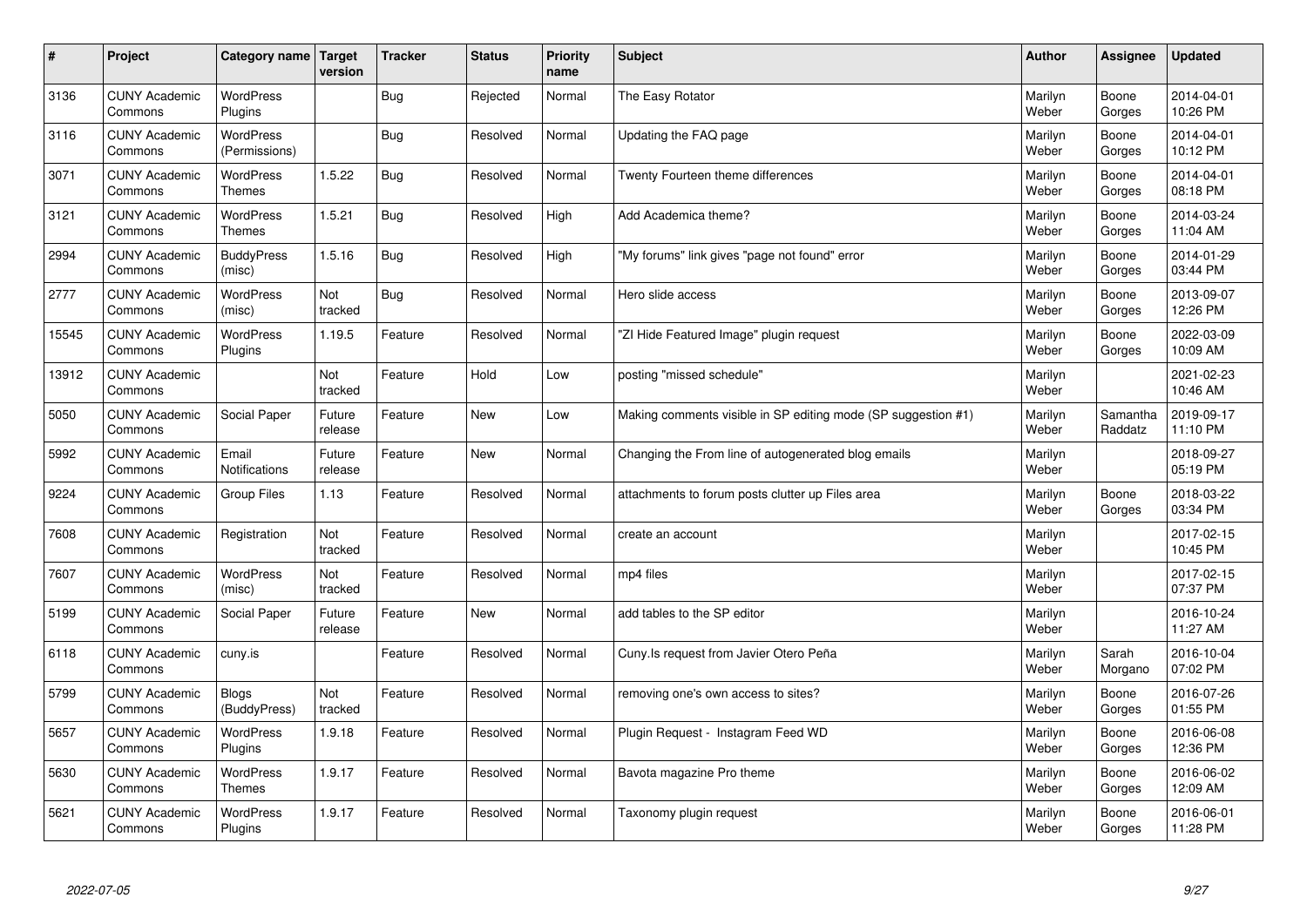| # | Project | Category name | Target version | Tracker | Status | Priority name | Subject | Author | Assignee | Updated |
|---|---|---|---|---|---|---|---|---|---|---|
| 3136 | CUNY Academic Commons | WordPress Plugins | | Bug | Rejected | Normal | The Easy Rotator | Marilyn Weber | Boone Gorges | 2014-04-01 10:26 PM |
| 3116 | CUNY Academic Commons | WordPress (Permissions) | | Bug | Resolved | Normal | Updating the FAQ page | Marilyn Weber | Boone Gorges | 2014-04-01 10:12 PM |
| 3071 | CUNY Academic Commons | WordPress Themes | 1.5.22 | Bug | Resolved | Normal | Twenty Fourteen theme differences | Marilyn Weber | Boone Gorges | 2014-04-01 08:18 PM |
| 3121 | CUNY Academic Commons | WordPress Themes | 1.5.21 | Bug | Resolved | High | Add Academica theme? | Marilyn Weber | Boone Gorges | 2014-03-24 11:04 AM |
| 2994 | CUNY Academic Commons | BuddyPress (misc) | 1.5.16 | Bug | Resolved | High | "My forums" link gives "page not found" error | Marilyn Weber | Boone Gorges | 2014-01-29 03:44 PM |
| 2777 | CUNY Academic Commons | WordPress (misc) | Not tracked | Bug | Resolved | Normal | Hero slide access | Marilyn Weber | Boone Gorges | 2013-09-07 12:26 PM |
| 15545 | CUNY Academic Commons | WordPress Plugins | 1.19.5 | Feature | Resolved | Normal | "ZI Hide Featured Image" plugin request | Marilyn Weber | Boone Gorges | 2022-03-09 10:09 AM |
| 13912 | CUNY Academic Commons | | Not tracked | Feature | Hold | Low | posting "missed schedule" | Marilyn Weber | | 2021-02-23 10:46 AM |
| 5050 | CUNY Academic Commons | Social Paper | Future release | Feature | New | Low | Making comments visible in SP editing mode (SP suggestion #1) | Marilyn Weber | Samantha Raddatz | 2019-09-17 11:10 PM |
| 5992 | CUNY Academic Commons | Email Notifications | Future release | Feature | New | Normal | Changing the From line of autogenerated blog emails | Marilyn Weber | | 2018-09-27 05:19 PM |
| 9224 | CUNY Academic Commons | Group Files | 1.13 | Feature | Resolved | Normal | attachments to forum posts clutter up Files area | Marilyn Weber | Boone Gorges | 2018-03-22 03:34 PM |
| 7608 | CUNY Academic Commons | Registration | Not tracked | Feature | Resolved | Normal | create an account | Marilyn Weber | | 2017-02-15 10:45 PM |
| 7607 | CUNY Academic Commons | WordPress (misc) | Not tracked | Feature | Resolved | Normal | mp4 files | Marilyn Weber | | 2017-02-15 07:37 PM |
| 5199 | CUNY Academic Commons | Social Paper | Future release | Feature | New | Normal | add tables to the SP editor | Marilyn Weber | | 2016-10-24 11:27 AM |
| 6118 | CUNY Academic Commons | cuny.is | | Feature | Resolved | Normal | Cuny.Is request from Javier Otero Peña | Marilyn Weber | Sarah Morgano | 2016-10-04 07:02 PM |
| 5799 | CUNY Academic Commons | Blogs (BuddyPress) | Not tracked | Feature | Resolved | Normal | removing one's own access to sites? | Marilyn Weber | Boone Gorges | 2016-07-26 01:55 PM |
| 5657 | CUNY Academic Commons | WordPress Plugins | 1.9.18 | Feature | Resolved | Normal | Plugin Request - Instagram Feed WD | Marilyn Weber | Boone Gorges | 2016-06-08 12:36 PM |
| 5630 | CUNY Academic Commons | WordPress Themes | 1.9.17 | Feature | Resolved | Normal | Bavota magazine Pro theme | Marilyn Weber | Boone Gorges | 2016-06-02 12:09 AM |
| 5621 | CUNY Academic Commons | WordPress Plugins | 1.9.17 | Feature | Resolved | Normal | Taxonomy plugin request | Marilyn Weber | Boone Gorges | 2016-06-01 11:28 PM |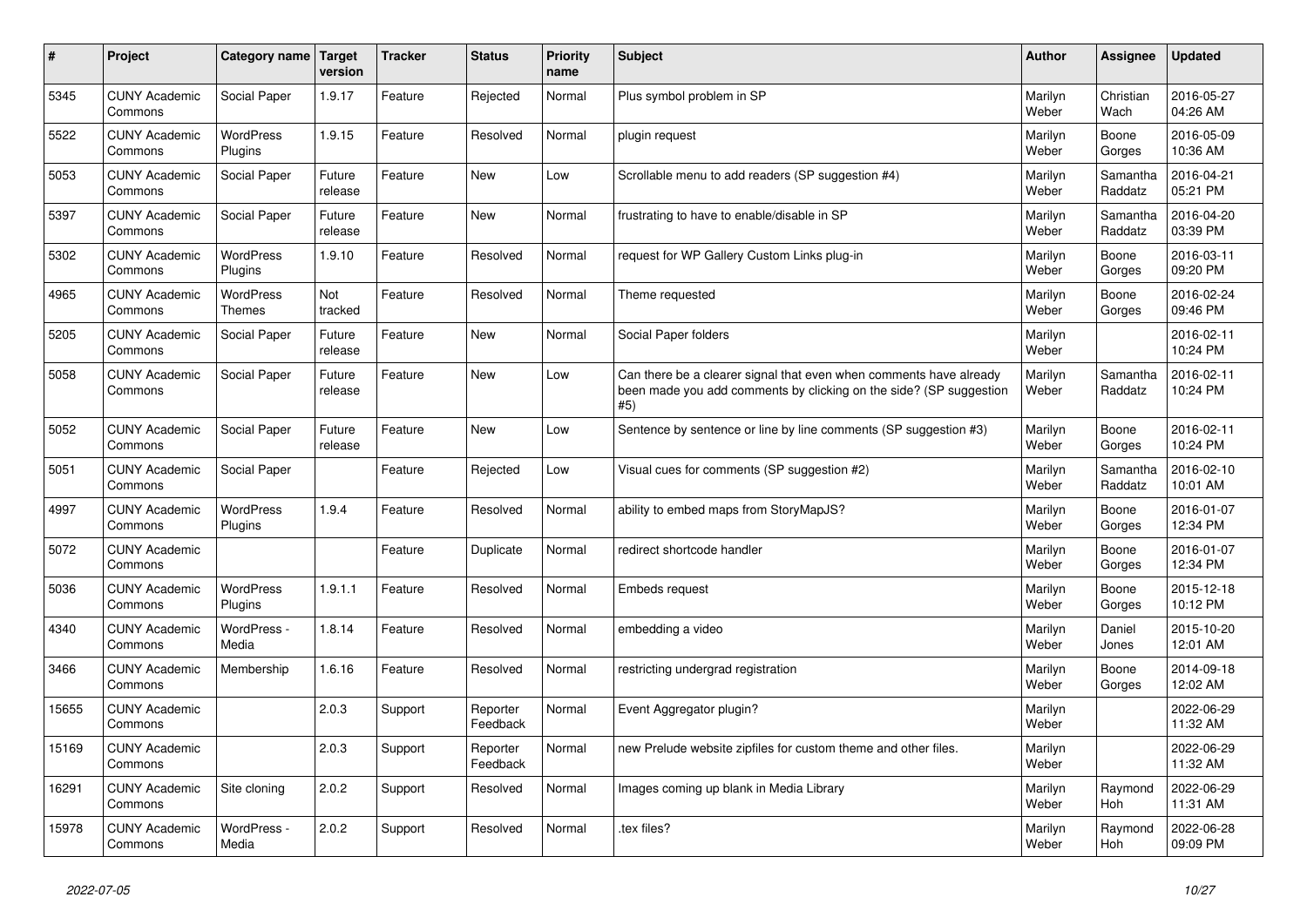| # | Project | Category name | Target version | Tracker | Status | Priority name | Subject | Author | Assignee | Updated |
|---|---|---|---|---|---|---|---|---|---|---|
| 5345 | CUNY Academic Commons | Social Paper | 1.9.17 | Feature | Rejected | Normal | Plus symbol problem in SP | Marilyn Weber | Christian Wach | 2016-05-27 04:26 AM |
| 5522 | CUNY Academic Commons | WordPress Plugins | 1.9.15 | Feature | Resolved | Normal | plugin request | Marilyn Weber | Boone Gorges | 2016-05-09 10:36 AM |
| 5053 | CUNY Academic Commons | Social Paper | Future release | Feature | New | Low | Scrollable menu to add readers (SP suggestion #4) | Marilyn Weber | Samantha Raddatz | 2016-04-21 05:21 PM |
| 5397 | CUNY Academic Commons | Social Paper | Future release | Feature | New | Normal | frustrating to have to enable/disable in SP | Marilyn Weber | Samantha Raddatz | 2016-04-20 03:39 PM |
| 5302 | CUNY Academic Commons | WordPress Plugins | 1.9.10 | Feature | Resolved | Normal | request for WP Gallery Custom Links plug-in | Marilyn Weber | Boone Gorges | 2016-03-11 09:20 PM |
| 4965 | CUNY Academic Commons | WordPress Themes | Not tracked | Feature | Resolved | Normal | Theme requested | Marilyn Weber | Boone Gorges | 2016-02-24 09:46 PM |
| 5205 | CUNY Academic Commons | Social Paper | Future release | Feature | New | Normal | Social Paper folders | Marilyn Weber | | 2016-02-11 10:24 PM |
| 5058 | CUNY Academic Commons | Social Paper | Future release | Feature | New | Low | Can there be a clearer signal that even when comments have already been made you add comments by clicking on the side? (SP suggestion #5) | Marilyn Weber | Samantha Raddatz | 2016-02-11 10:24 PM |
| 5052 | CUNY Academic Commons | Social Paper | Future release | Feature | New | Low | Sentence by sentence or line by line comments (SP suggestion #3) | Marilyn Weber | Boone Gorges | 2016-02-11 10:24 PM |
| 5051 | CUNY Academic Commons | Social Paper | | Feature | Rejected | Low | Visual cues for comments (SP suggestion #2) | Marilyn Weber | Samantha Raddatz | 2016-02-10 10:01 AM |
| 4997 | CUNY Academic Commons | WordPress Plugins | 1.9.4 | Feature | Resolved | Normal | ability to embed maps from StoryMapJS? | Marilyn Weber | Boone Gorges | 2016-01-07 12:34 PM |
| 5072 | CUNY Academic Commons | | | Feature | Duplicate | Normal | redirect shortcode handler | Marilyn Weber | Boone Gorges | 2016-01-07 12:34 PM |
| 5036 | CUNY Academic Commons | WordPress Plugins | 1.9.1.1 | Feature | Resolved | Normal | Embeds request | Marilyn Weber | Boone Gorges | 2015-12-18 10:12 PM |
| 4340 | CUNY Academic Commons | WordPress - Media | 1.8.14 | Feature | Resolved | Normal | embedding a video | Marilyn Weber | Daniel Jones | 2015-10-20 12:01 AM |
| 3466 | CUNY Academic Commons | Membership | 1.6.16 | Feature | Resolved | Normal | restricting undergrad registration | Marilyn Weber | Boone Gorges | 2014-09-18 12:02 AM |
| 15655 | CUNY Academic Commons | | 2.0.3 | Support | Reporter Feedback | Normal | Event Aggregator plugin? | Marilyn Weber | | 2022-06-29 11:32 AM |
| 15169 | CUNY Academic Commons | | 2.0.3 | Support | Reporter Feedback | Normal | new Prelude website zipfiles for custom theme and other files. | Marilyn Weber | | 2022-06-29 11:32 AM |
| 16291 | CUNY Academic Commons | Site cloning | 2.0.2 | Support | Resolved | Normal | Images coming up blank in Media Library | Marilyn Weber | Raymond Hoh | 2022-06-29 11:31 AM |
| 15978 | CUNY Academic Commons | WordPress - Media | 2.0.2 | Support | Resolved | Normal | .tex files? | Marilyn Weber | Raymond Hoh | 2022-06-28 09:09 PM |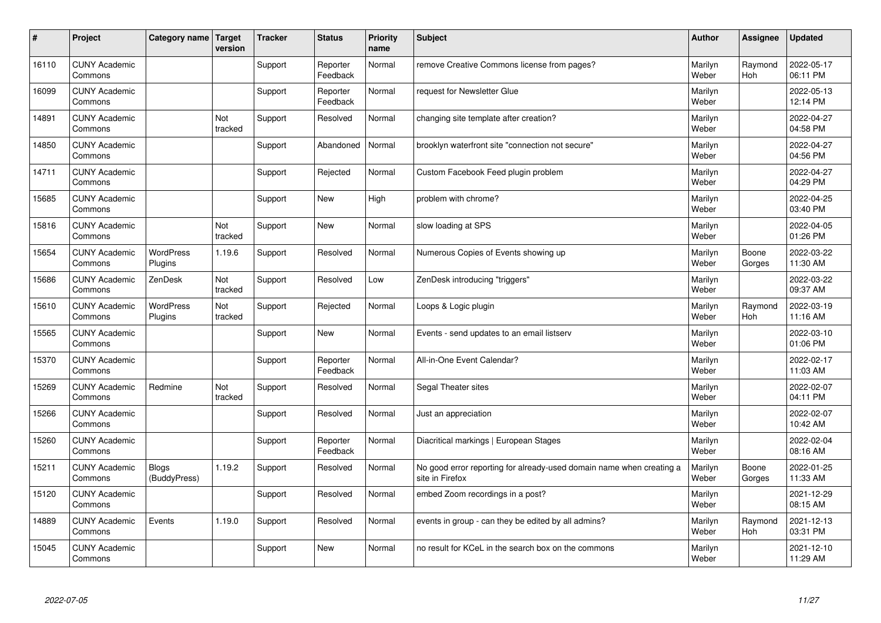| # | Project | Category name | Target version | Tracker | Status | Priority name | Subject | Author | Assignee | Updated |
|---|---|---|---|---|---|---|---|---|---|---|
| 16110 | CUNY Academic Commons | | | Support | Reporter Feedback | Normal | remove Creative Commons license from pages? | Marilyn Weber | Raymond Hoh | 2022-05-17 06:11 PM |
| 16099 | CUNY Academic Commons | | | Support | Reporter Feedback | Normal | request for Newsletter Glue | Marilyn Weber | | 2022-05-13 12:14 PM |
| 14891 | CUNY Academic Commons | | Not tracked | Support | Resolved | Normal | changing site template after creation? | Marilyn Weber | | 2022-04-27 04:58 PM |
| 14850 | CUNY Academic Commons | | | Support | Abandoned | Normal | brooklyn waterfront site "connection not secure" | Marilyn Weber | | 2022-04-27 04:56 PM |
| 14711 | CUNY Academic Commons | | | Support | Rejected | Normal | Custom Facebook Feed plugin problem | Marilyn Weber | | 2022-04-27 04:29 PM |
| 15685 | CUNY Academic Commons | | | Support | New | High | problem with chrome? | Marilyn Weber | | 2022-04-25 03:40 PM |
| 15816 | CUNY Academic Commons | | Not tracked | Support | New | Normal | slow loading at SPS | Marilyn Weber | | 2022-04-05 01:26 PM |
| 15654 | CUNY Academic Commons | WordPress Plugins | 1.19.6 | Support | Resolved | Normal | Numerous Copies of Events showing up | Marilyn Weber | Boone Gorges | 2022-03-22 11:30 AM |
| 15686 | CUNY Academic Commons | ZenDesk | Not tracked | Support | Resolved | Low | ZenDesk introducing "triggers" | Marilyn Weber | | 2022-03-22 09:37 AM |
| 15610 | CUNY Academic Commons | WordPress Plugins | Not tracked | Support | Rejected | Normal | Loops & Logic plugin | Marilyn Weber | Raymond Hoh | 2022-03-19 11:16 AM |
| 15565 | CUNY Academic Commons | | | Support | New | Normal | Events - send updates to an email listserv | Marilyn Weber | | 2022-03-10 01:06 PM |
| 15370 | CUNY Academic Commons | | | Support | Reporter Feedback | Normal | All-in-One Event Calendar? | Marilyn Weber | | 2022-02-17 11:03 AM |
| 15269 | CUNY Academic Commons | Redmine | Not tracked | Support | Resolved | Normal | Segal Theater sites | Marilyn Weber | | 2022-02-07 04:11 PM |
| 15266 | CUNY Academic Commons | | | Support | Resolved | Normal | Just an appreciation | Marilyn Weber | | 2022-02-07 10:42 AM |
| 15260 | CUNY Academic Commons | | | Support | Reporter Feedback | Normal | Diacritical markings \| European Stages | Marilyn Weber | | 2022-02-04 08:16 AM |
| 15211 | CUNY Academic Commons | Blogs (BuddyPress) | 1.19.2 | Support | Resolved | Normal | No good error reporting for already-used domain name when creating a site in Firefox | Marilyn Weber | Boone Gorges | 2022-01-25 11:33 AM |
| 15120 | CUNY Academic Commons | | | Support | Resolved | Normal | embed Zoom recordings in a post? | Marilyn Weber | | 2021-12-29 08:15 AM |
| 14889 | CUNY Academic Commons | Events | 1.19.0 | Support | Resolved | Normal | events in group - can they be edited by all admins? | Marilyn Weber | Raymond Hoh | 2021-12-13 03:31 PM |
| 15045 | CUNY Academic Commons | | | Support | New | Normal | no result for KCeL in the search box on the commons | Marilyn Weber | | 2021-12-10 11:29 AM |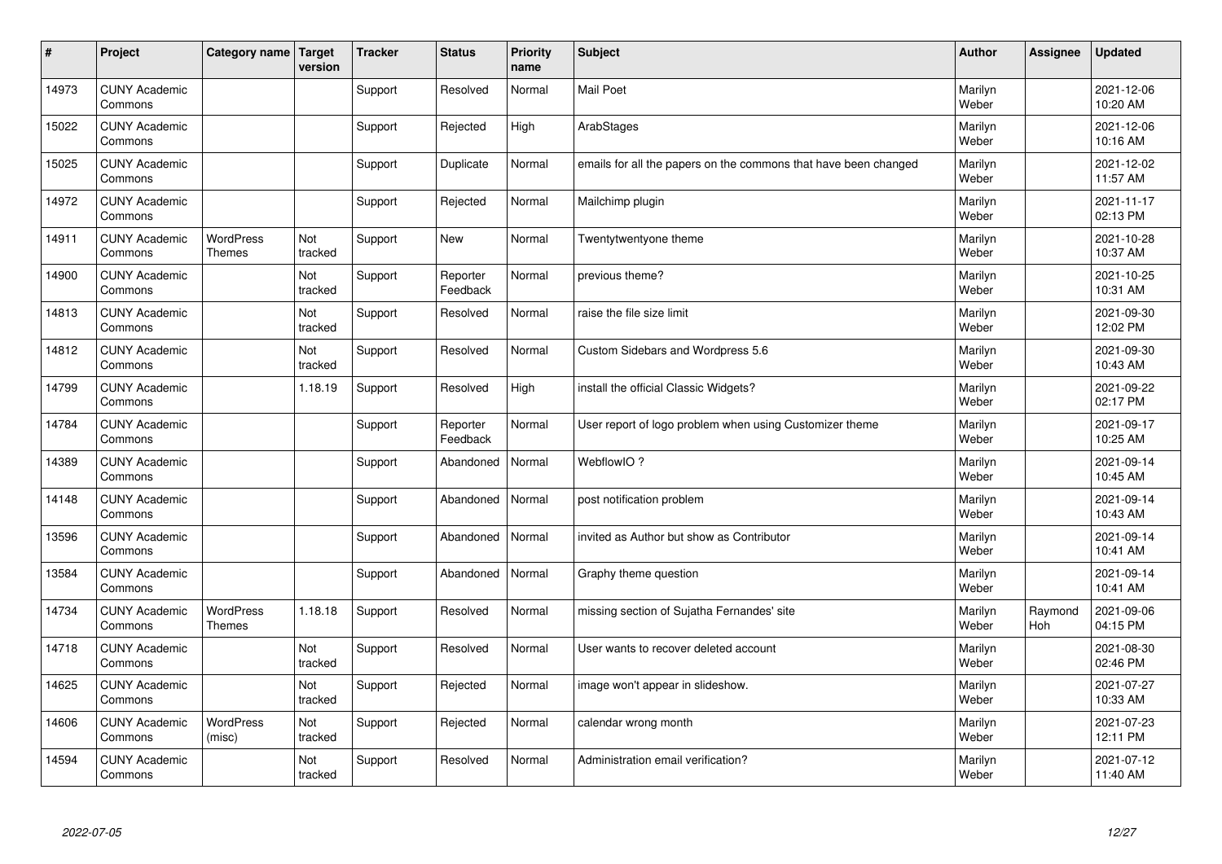| # | Project | Category name | Target version | Tracker | Status | Priority name | Subject | Author | Assignee | Updated |
|---|---|---|---|---|---|---|---|---|---|---|
| 14973 | CUNY Academic Commons | | | Support | Resolved | Normal | Mail Poet | Marilyn Weber | | 2021-12-06 10:20 AM |
| 15022 | CUNY Academic Commons | | | Support | Rejected | High | ArabStages | Marilyn Weber | | 2021-12-06 10:16 AM |
| 15025 | CUNY Academic Commons | | | Support | Duplicate | Normal | emails for all the papers on the commons that have been changed | Marilyn Weber | | 2021-12-02 11:57 AM |
| 14972 | CUNY Academic Commons | | | Support | Rejected | Normal | Mailchimp plugin | Marilyn Weber | | 2021-11-17 02:13 PM |
| 14911 | CUNY Academic Commons | WordPress Themes | Not tracked | Support | New | Normal | Twentytwentyone theme | Marilyn Weber | | 2021-10-28 10:37 AM |
| 14900 | CUNY Academic Commons | | Not tracked | Support | Reporter Feedback | Normal | previous theme? | Marilyn Weber | | 2021-10-25 10:31 AM |
| 14813 | CUNY Academic Commons | | Not tracked | Support | Resolved | Normal | raise the file size limit | Marilyn Weber | | 2021-09-30 12:02 PM |
| 14812 | CUNY Academic Commons | | Not tracked | Support | Resolved | Normal | Custom Sidebars and Wordpress 5.6 | Marilyn Weber | | 2021-09-30 10:43 AM |
| 14799 | CUNY Academic Commons | | 1.18.19 | Support | Resolved | High | install the official Classic Widgets? | Marilyn Weber | | 2021-09-22 02:17 PM |
| 14784 | CUNY Academic Commons | | | Support | Reporter Feedback | Normal | User report of logo problem when using Customizer theme | Marilyn Weber | | 2021-09-17 10:25 AM |
| 14389 | CUNY Academic Commons | | | Support | Abandoned | Normal | WebflowIO ? | Marilyn Weber | | 2021-09-14 10:45 AM |
| 14148 | CUNY Academic Commons | | | Support | Abandoned | Normal | post notification problem | Marilyn Weber | | 2021-09-14 10:43 AM |
| 13596 | CUNY Academic Commons | | | Support | Abandoned | Normal | invited as Author but show as Contributor | Marilyn Weber | | 2021-09-14 10:41 AM |
| 13584 | CUNY Academic Commons | | | Support | Abandoned | Normal | Graphy theme question | Marilyn Weber | | 2021-09-14 10:41 AM |
| 14734 | CUNY Academic Commons | WordPress Themes | 1.18.18 | Support | Resolved | Normal | missing section of Sujatha Fernandes' site | Marilyn Weber | Raymond Hoh | 2021-09-06 04:15 PM |
| 14718 | CUNY Academic Commons | | Not tracked | Support | Resolved | Normal | User wants to recover deleted account | Marilyn Weber | | 2021-08-30 02:46 PM |
| 14625 | CUNY Academic Commons | | Not tracked | Support | Rejected | Normal | image won't appear in slideshow. | Marilyn Weber | | 2021-07-27 10:33 AM |
| 14606 | CUNY Academic Commons | WordPress (misc) | Not tracked | Support | Rejected | Normal | calendar wrong month | Marilyn Weber | | 2021-07-23 12:11 PM |
| 14594 | CUNY Academic Commons | | Not tracked | Support | Resolved | Normal | Administration email verification? | Marilyn Weber | | 2021-07-12 11:40 AM |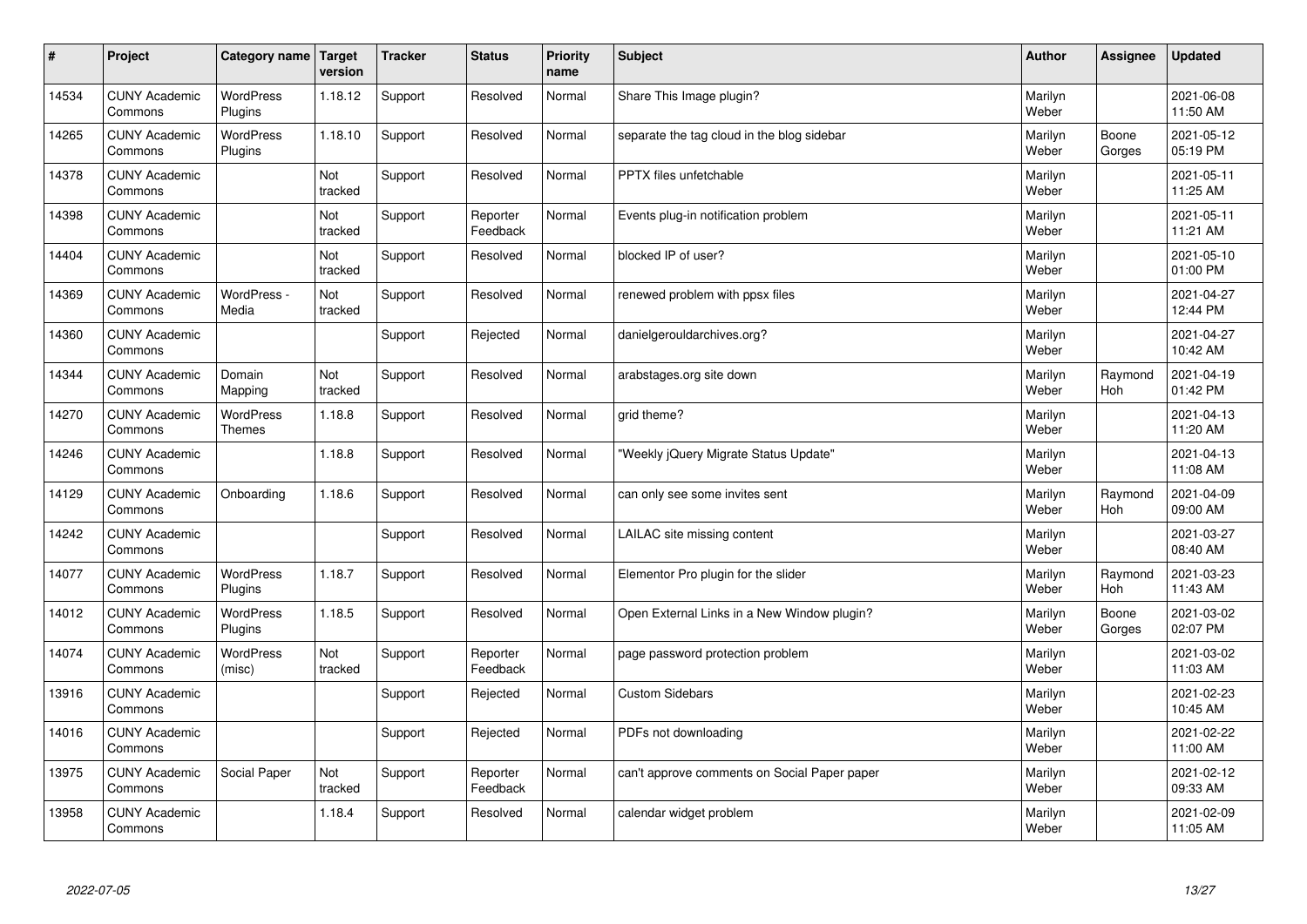| # | Project | Category name | Target version | Tracker | Status | Priority name | Subject | Author | Assignee | Updated |
|---|---|---|---|---|---|---|---|---|---|---|
| 14534 | CUNY Academic Commons | WordPress Plugins | 1.18.12 | Support | Resolved | Normal | Share This Image plugin? | Marilyn Weber | | 2021-06-08 11:50 AM |
| 14265 | CUNY Academic Commons | WordPress Plugins | 1.18.10 | Support | Resolved | Normal | separate the tag cloud in the blog sidebar | Marilyn Weber | Boone Gorges | 2021-05-12 05:19 PM |
| 14378 | CUNY Academic Commons | | Not tracked | Support | Resolved | Normal | PPTX files unfetchable | Marilyn Weber | | 2021-05-11 11:25 AM |
| 14398 | CUNY Academic Commons | | Not tracked | Support | Reporter Feedback | Normal | Events plug-in notification problem | Marilyn Weber | | 2021-05-11 11:21 AM |
| 14404 | CUNY Academic Commons | | Not tracked | Support | Resolved | Normal | blocked IP of user? | Marilyn Weber | | 2021-05-10 01:00 PM |
| 14369 | CUNY Academic Commons | WordPress - Media | Not tracked | Support | Resolved | Normal | renewed problem with ppsx files | Marilyn Weber | | 2021-04-27 12:44 PM |
| 14360 | CUNY Academic Commons | | | Support | Rejected | Normal | danielgerouldarchives.org? | Marilyn Weber | | 2021-04-27 10:42 AM |
| 14344 | CUNY Academic Commons | Domain Mapping | Not tracked | Support | Resolved | Normal | arabstages.org site down | Marilyn Weber | Raymond Hoh | 2021-04-19 01:42 PM |
| 14270 | CUNY Academic Commons | WordPress Themes | 1.18.8 | Support | Resolved | Normal | grid theme? | Marilyn Weber | | 2021-04-13 11:20 AM |
| 14246 | CUNY Academic Commons | | 1.18.8 | Support | Resolved | Normal | "Weekly jQuery Migrate Status Update" | Marilyn Weber | | 2021-04-13 11:08 AM |
| 14129 | CUNY Academic Commons | Onboarding | 1.18.6 | Support | Resolved | Normal | can only see some invites sent | Marilyn Weber | Raymond Hoh | 2021-04-09 09:00 AM |
| 14242 | CUNY Academic Commons | | | Support | Resolved | Normal | LAILAC site missing content | Marilyn Weber | | 2021-03-27 08:40 AM |
| 14077 | CUNY Academic Commons | WordPress Plugins | 1.18.7 | Support | Resolved | Normal | Elementor Pro plugin for the slider | Marilyn Weber | Raymond Hoh | 2021-03-23 11:43 AM |
| 14012 | CUNY Academic Commons | WordPress Plugins | 1.18.5 | Support | Resolved | Normal | Open External Links in a New Window plugin? | Marilyn Weber | Boone Gorges | 2021-03-02 02:07 PM |
| 14074 | CUNY Academic Commons | WordPress (misc) | Not tracked | Support | Reporter Feedback | Normal | page password protection problem | Marilyn Weber | | 2021-03-02 11:03 AM |
| 13916 | CUNY Academic Commons | | | Support | Rejected | Normal | Custom Sidebars | Marilyn Weber | | 2021-02-23 10:45 AM |
| 14016 | CUNY Academic Commons | | | Support | Rejected | Normal | PDFs not downloading | Marilyn Weber | | 2021-02-22 11:00 AM |
| 13975 | CUNY Academic Commons | Social Paper | Not tracked | Support | Reporter Feedback | Normal | can't approve comments on Social Paper paper | Marilyn Weber | | 2021-02-12 09:33 AM |
| 13958 | CUNY Academic Commons | | 1.18.4 | Support | Resolved | Normal | calendar widget problem | Marilyn Weber | | 2021-02-09 11:05 AM |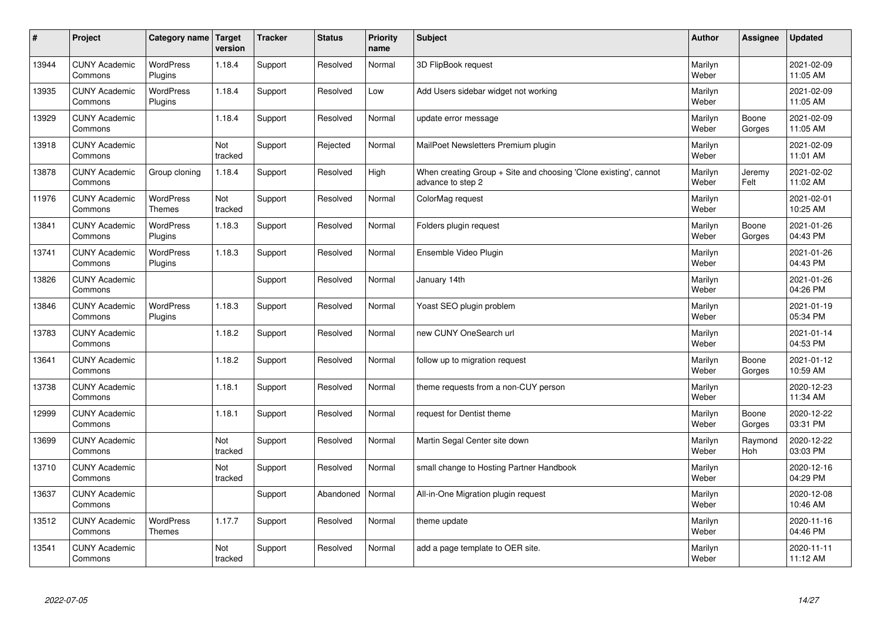| # | Project | Category name | Target version | Tracker | Status | Priority name | Subject | Author | Assignee | Updated |
|---|---|---|---|---|---|---|---|---|---|---|
| 13944 | CUNY Academic Commons | WordPress Plugins | 1.18.4 | Support | Resolved | Normal | 3D FlipBook request | Marilyn Weber | | 2021-02-09 11:05 AM |
| 13935 | CUNY Academic Commons | WordPress Plugins | 1.18.4 | Support | Resolved | Low | Add Users sidebar widget not working | Marilyn Weber | | 2021-02-09 11:05 AM |
| 13929 | CUNY Academic Commons | | 1.18.4 | Support | Resolved | Normal | update error message | Marilyn Weber | Boone Gorges | 2021-02-09 11:05 AM |
| 13918 | CUNY Academic Commons | | Not tracked | Support | Rejected | Normal | MailPoet Newsletters Premium plugin | Marilyn Weber | | 2021-02-09 11:01 AM |
| 13878 | CUNY Academic Commons | Group cloning | 1.18.4 | Support | Resolved | High | When creating Group + Site and choosing 'Clone existing', cannot advance to step 2 | Marilyn Weber | Jeremy Felt | 2021-02-02 11:02 AM |
| 11976 | CUNY Academic Commons | WordPress Themes | Not tracked | Support | Resolved | Normal | ColorMag request | Marilyn Weber | | 2021-02-01 10:25 AM |
| 13841 | CUNY Academic Commons | WordPress Plugins | 1.18.3 | Support | Resolved | Normal | Folders plugin request | Marilyn Weber | Boone Gorges | 2021-01-26 04:43 PM |
| 13741 | CUNY Academic Commons | WordPress Plugins | 1.18.3 | Support | Resolved | Normal | Ensemble Video Plugin | Marilyn Weber | | 2021-01-26 04:43 PM |
| 13826 | CUNY Academic Commons | | | Support | Resolved | Normal | January 14th | Marilyn Weber | | 2021-01-26 04:26 PM |
| 13846 | CUNY Academic Commons | WordPress Plugins | 1.18.3 | Support | Resolved | Normal | Yoast SEO plugin problem | Marilyn Weber | | 2021-01-19 05:34 PM |
| 13783 | CUNY Academic Commons | | 1.18.2 | Support | Resolved | Normal | new CUNY OneSearch url | Marilyn Weber | | 2021-01-14 04:53 PM |
| 13641 | CUNY Academic Commons | | 1.18.2 | Support | Resolved | Normal | follow up to migration request | Marilyn Weber | Boone Gorges | 2021-01-12 10:59 AM |
| 13738 | CUNY Academic Commons | | 1.18.1 | Support | Resolved | Normal | theme requests from a non-CUY person | Marilyn Weber | | 2020-12-23 11:34 AM |
| 12999 | CUNY Academic Commons | | 1.18.1 | Support | Resolved | Normal | request for Dentist theme | Marilyn Weber | Boone Gorges | 2020-12-22 03:31 PM |
| 13699 | CUNY Academic Commons | | Not tracked | Support | Resolved | Normal | Martin Segal Center site down | Marilyn Weber | Raymond Hoh | 2020-12-22 03:03 PM |
| 13710 | CUNY Academic Commons | | Not tracked | Support | Resolved | Normal | small change to Hosting Partner Handbook | Marilyn Weber | | 2020-12-16 04:29 PM |
| 13637 | CUNY Academic Commons | | | Support | Abandoned | Normal | All-in-One Migration plugin request | Marilyn Weber | | 2020-12-08 10:46 AM |
| 13512 | CUNY Academic Commons | WordPress Themes | 1.17.7 | Support | Resolved | Normal | theme update | Marilyn Weber | | 2020-11-16 04:46 PM |
| 13541 | CUNY Academic Commons | | Not tracked | Support | Resolved | Normal | add a page template to OER site. | Marilyn Weber | | 2020-11-11 11:12 AM |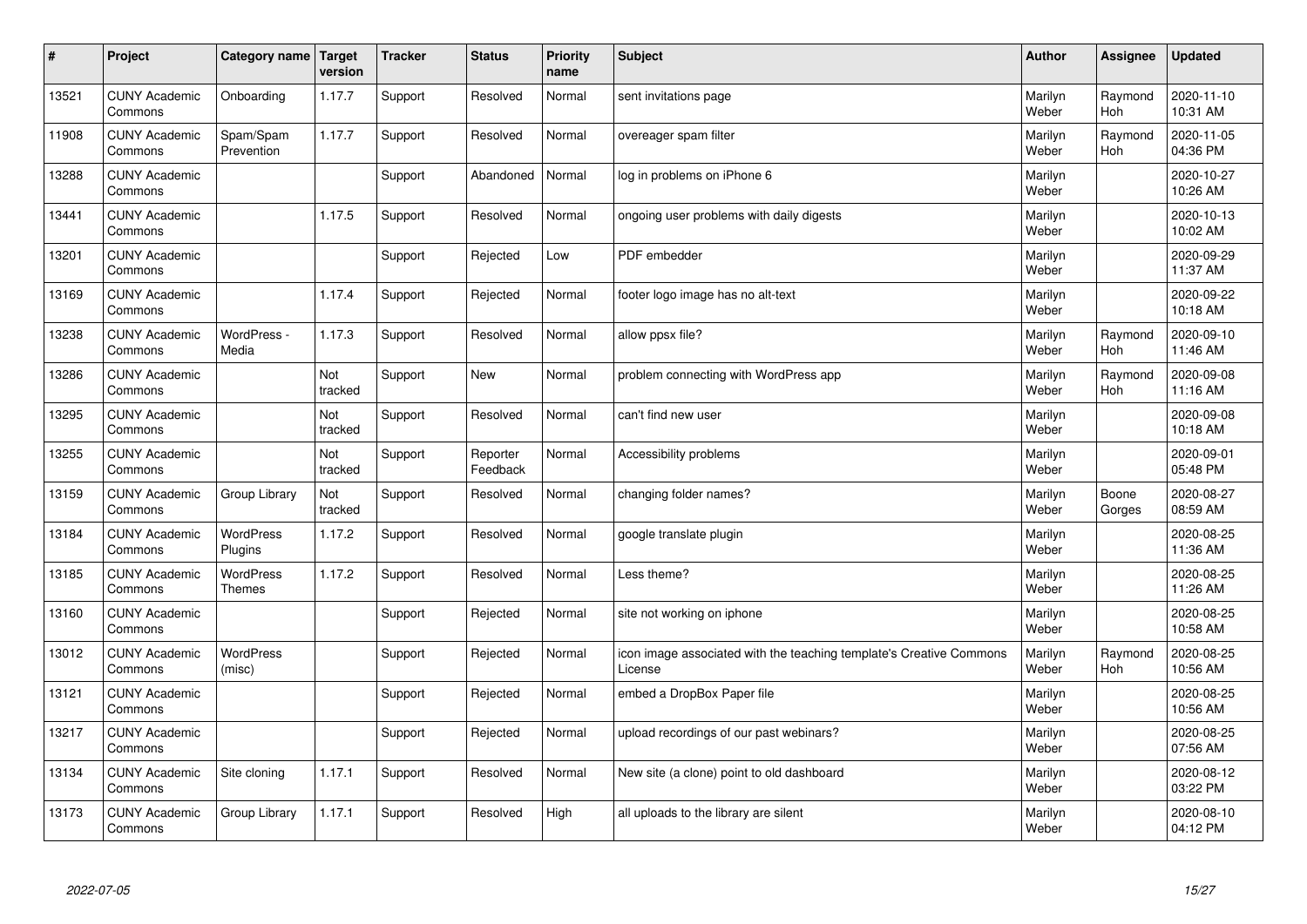| # | Project | Category name | Target version | Tracker | Status | Priority name | Subject | Author | Assignee | Updated |
|---|---|---|---|---|---|---|---|---|---|---|
| 13521 | CUNY Academic Commons | Onboarding | 1.17.7 | Support | Resolved | Normal | sent invitations page | Marilyn Weber | Raymond Hoh | 2020-11-10 10:31 AM |
| 11908 | CUNY Academic Commons | Spam/Spam Prevention | 1.17.7 | Support | Resolved | Normal | overeager spam filter | Marilyn Weber | Raymond Hoh | 2020-11-05 04:36 PM |
| 13288 | CUNY Academic Commons | | | Support | Abandoned | Normal | log in problems on iPhone 6 | Marilyn Weber | | 2020-10-27 10:26 AM |
| 13441 | CUNY Academic Commons | | 1.17.5 | Support | Resolved | Normal | ongoing user problems with daily digests | Marilyn Weber | | 2020-10-13 10:02 AM |
| 13201 | CUNY Academic Commons | | | Support | Rejected | Low | PDF embedder | Marilyn Weber | | 2020-09-29 11:37 AM |
| 13169 | CUNY Academic Commons | | 1.17.4 | Support | Rejected | Normal | footer logo image has no alt-text | Marilyn Weber | | 2020-09-22 10:18 AM |
| 13238 | CUNY Academic Commons | WordPress - Media | 1.17.3 | Support | Resolved | Normal | allow ppsx file? | Marilyn Weber | Raymond Hoh | 2020-09-10 11:46 AM |
| 13286 | CUNY Academic Commons | | Not tracked | Support | New | Normal | problem connecting with WordPress app | Marilyn Weber | Raymond Hoh | 2020-09-08 11:16 AM |
| 13295 | CUNY Academic Commons | | Not tracked | Support | Resolved | Normal | can't find new user | Marilyn Weber | | 2020-09-08 10:18 AM |
| 13255 | CUNY Academic Commons | | Not tracked | Support | Reporter Feedback | Normal | Accessibility problems | Marilyn Weber | | 2020-09-01 05:48 PM |
| 13159 | CUNY Academic Commons | Group Library | Not tracked | Support | Resolved | Normal | changing folder names? | Marilyn Weber | Boone Gorges | 2020-08-27 08:59 AM |
| 13184 | CUNY Academic Commons | WordPress Plugins | 1.17.2 | Support | Resolved | Normal | google translate plugin | Marilyn Weber | | 2020-08-25 11:36 AM |
| 13185 | CUNY Academic Commons | WordPress Themes | 1.17.2 | Support | Resolved | Normal | Less theme? | Marilyn Weber | | 2020-08-25 11:26 AM |
| 13160 | CUNY Academic Commons | | | Support | Rejected | Normal | site not working on iphone | Marilyn Weber | | 2020-08-25 10:58 AM |
| 13012 | CUNY Academic Commons | WordPress (misc) | | Support | Rejected | Normal | icon image associated with the teaching template's Creative Commons License | Marilyn Weber | Raymond Hoh | 2020-08-25 10:56 AM |
| 13121 | CUNY Academic Commons | | | Support | Rejected | Normal | embed a DropBox Paper file | Marilyn Weber | | 2020-08-25 10:56 AM |
| 13217 | CUNY Academic Commons | | | Support | Rejected | Normal | upload recordings of our past webinars? | Marilyn Weber | | 2020-08-25 07:56 AM |
| 13134 | CUNY Academic Commons | Site cloning | 1.17.1 | Support | Resolved | Normal | New site (a clone) point to old dashboard | Marilyn Weber | | 2020-08-12 03:22 PM |
| 13173 | CUNY Academic Commons | Group Library | 1.17.1 | Support | Resolved | High | all uploads to the library are silent | Marilyn Weber | | 2020-08-10 04:12 PM |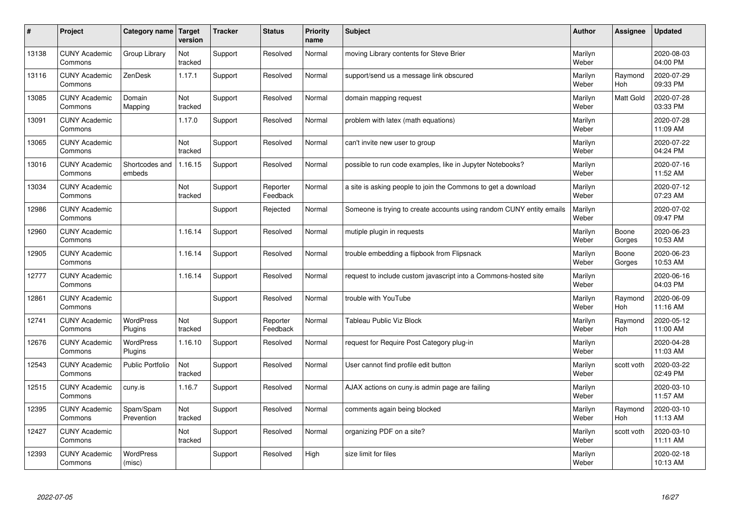| # | Project | Category name | Target version | Tracker | Status | Priority name | Subject | Author | Assignee | Updated |
|---|---|---|---|---|---|---|---|---|---|---|
| 13138 | CUNY Academic Commons | Group Library | Not tracked | Support | Resolved | Normal | moving Library contents for Steve Brier | Marilyn Weber | | 2020-08-03 04:00 PM |
| 13116 | CUNY Academic Commons | ZenDesk | 1.17.1 | Support | Resolved | Normal | support/send us a message link obscured | Marilyn Weber | Raymond Hoh | 2020-07-29 09:33 PM |
| 13085 | CUNY Academic Commons | Domain Mapping | Not tracked | Support | Resolved | Normal | domain mapping request | Marilyn Weber | Matt Gold | 2020-07-28 03:33 PM |
| 13091 | CUNY Academic Commons | | 1.17.0 | Support | Resolved | Normal | problem with latex (math equations) | Marilyn Weber | | 2020-07-28 11:09 AM |
| 13065 | CUNY Academic Commons | | Not tracked | Support | Resolved | Normal | can't invite new user to group | Marilyn Weber | | 2020-07-22 04:24 PM |
| 13016 | CUNY Academic Commons | Shortcodes and embeds | 1.16.15 | Support | Resolved | Normal | possible to run code examples, like in Jupyter Notebooks? | Marilyn Weber | | 2020-07-16 11:52 AM |
| 13034 | CUNY Academic Commons | | Not tracked | Support | Reporter Feedback | Normal | a site is asking people to join the Commons to get a download | Marilyn Weber | | 2020-07-12 07:23 AM |
| 12986 | CUNY Academic Commons | | | Support | Rejected | Normal | Someone is trying to create accounts using random CUNY entity emails | Marilyn Weber | | 2020-07-02 09:47 PM |
| 12960 | CUNY Academic Commons | | 1.16.14 | Support | Resolved | Normal | mutiple plugin in requests | Marilyn Weber | Boone Gorges | 2020-06-23 10:53 AM |
| 12905 | CUNY Academic Commons | | 1.16.14 | Support | Resolved | Normal | trouble embedding a flipbook from Flipsnack | Marilyn Weber | Boone Gorges | 2020-06-23 10:53 AM |
| 12777 | CUNY Academic Commons | | 1.16.14 | Support | Resolved | Normal | request to include custom javascript into a Commons-hosted site | Marilyn Weber | | 2020-06-16 04:03 PM |
| 12861 | CUNY Academic Commons | | | Support | Resolved | Normal | trouble with YouTube | Marilyn Weber | Raymond Hoh | 2020-06-09 11:16 AM |
| 12741 | CUNY Academic Commons | WordPress Plugins | Not tracked | Support | Reporter Feedback | Normal | Tableau Public Viz Block | Marilyn Weber | Raymond Hoh | 2020-05-12 11:00 AM |
| 12676 | CUNY Academic Commons | WordPress Plugins | 1.16.10 | Support | Resolved | Normal | request for Require Post Category plug-in | Marilyn Weber | | 2020-04-28 11:03 AM |
| 12543 | CUNY Academic Commons | Public Portfolio | Not tracked | Support | Resolved | Normal | User cannot find profile edit button | Marilyn Weber | scott voth | 2020-03-22 02:49 PM |
| 12515 | CUNY Academic Commons | cuny.is | 1.16.7 | Support | Resolved | Normal | AJAX actions on cuny.is admin page are failing | Marilyn Weber | | 2020-03-10 11:57 AM |
| 12395 | CUNY Academic Commons | Spam/Spam Prevention | Not tracked | Support | Resolved | Normal | comments again being blocked | Marilyn Weber | Raymond Hoh | 2020-03-10 11:13 AM |
| 12427 | CUNY Academic Commons | | Not tracked | Support | Resolved | Normal | organizing PDF on a site? | Marilyn Weber | scott voth | 2020-03-10 11:11 AM |
| 12393 | CUNY Academic Commons | WordPress (misc) | | Support | Resolved | High | size limit for files | Marilyn Weber | | 2020-02-18 10:13 AM |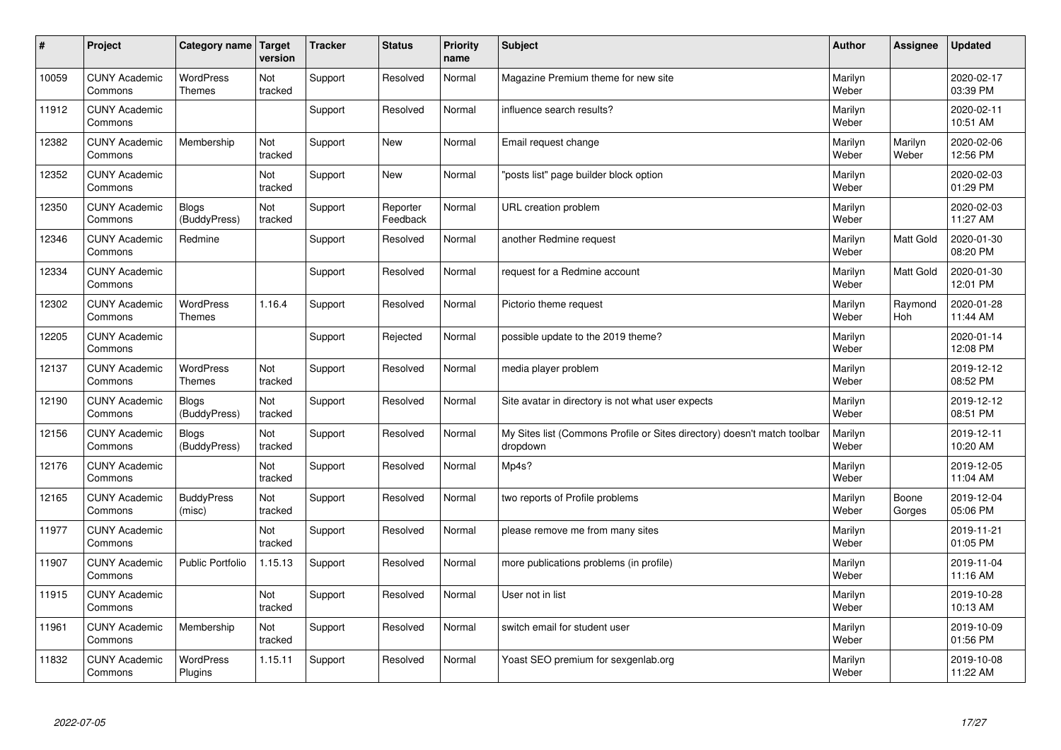| # | Project | Category name | Target version | Tracker | Status | Priority name | Subject | Author | Assignee | Updated |
|---|---|---|---|---|---|---|---|---|---|---|
| 10059 | CUNY Academic Commons | WordPress Themes | Not tracked | Support | Resolved | Normal | Magazine Premium theme for new site | Marilyn Weber | | 2020-02-17 03:39 PM |
| 11912 | CUNY Academic Commons | | | Support | Resolved | Normal | influence search results? | Marilyn Weber | | 2020-02-11 10:51 AM |
| 12382 | CUNY Academic Commons | Membership | Not tracked | Support | New | Normal | Email request change | Marilyn Weber | Marilyn Weber | 2020-02-06 12:56 PM |
| 12352 | CUNY Academic Commons | | Not tracked | Support | New | Normal | "posts list" page builder block option | Marilyn Weber | | 2020-02-03 01:29 PM |
| 12350 | CUNY Academic Commons | Blogs (BuddyPress) | Not tracked | Support | Reporter Feedback | Normal | URL creation problem | Marilyn Weber | | 2020-02-03 11:27 AM |
| 12346 | CUNY Academic Commons | Redmine | | Support | Resolved | Normal | another Redmine request | Marilyn Weber | Matt Gold | 2020-01-30 08:20 PM |
| 12334 | CUNY Academic Commons | | | Support | Resolved | Normal | request for a Redmine account | Marilyn Weber | Matt Gold | 2020-01-30 12:01 PM |
| 12302 | CUNY Academic Commons | WordPress Themes | 1.16.4 | Support | Resolved | Normal | Pictorio theme request | Marilyn Weber | Raymond Hoh | 2020-01-28 11:44 AM |
| 12205 | CUNY Academic Commons | | | Support | Rejected | Normal | possible update to the 2019 theme? | Marilyn Weber | | 2020-01-14 12:08 PM |
| 12137 | CUNY Academic Commons | WordPress Themes | Not tracked | Support | Resolved | Normal | media player problem | Marilyn Weber | | 2019-12-12 08:52 PM |
| 12190 | CUNY Academic Commons | Blogs (BuddyPress) | Not tracked | Support | Resolved | Normal | Site avatar in directory is not what user expects | Marilyn Weber | | 2019-12-12 08:51 PM |
| 12156 | CUNY Academic Commons | Blogs (BuddyPress) | Not tracked | Support | Resolved | Normal | My Sites list (Commons Profile or Sites directory) doesn't match toolbar dropdown | Marilyn Weber | | 2019-12-11 10:20 AM |
| 12176 | CUNY Academic Commons | | Not tracked | Support | Resolved | Normal | Mp4s? | Marilyn Weber | | 2019-12-05 11:04 AM |
| 12165 | CUNY Academic Commons | BuddyPress (misc) | Not tracked | Support | Resolved | Normal | two reports of Profile problems | Marilyn Weber | Boone Gorges | 2019-12-04 05:06 PM |
| 11977 | CUNY Academic Commons | | Not tracked | Support | Resolved | Normal | please remove me from many sites | Marilyn Weber | | 2019-11-21 01:05 PM |
| 11907 | CUNY Academic Commons | Public Portfolio | 1.15.13 | Support | Resolved | Normal | more publications problems (in profile) | Marilyn Weber | | 2019-11-04 11:16 AM |
| 11915 | CUNY Academic Commons | | Not tracked | Support | Resolved | Normal | User not in list | Marilyn Weber | | 2019-10-28 10:13 AM |
| 11961 | CUNY Academic Commons | Membership | Not tracked | Support | Resolved | Normal | switch email for student user | Marilyn Weber | | 2019-10-09 01:56 PM |
| 11832 | CUNY Academic Commons | WordPress Plugins | 1.15.11 | Support | Resolved | Normal | Yoast SEO premium for sexgenlab.org | Marilyn Weber | | 2019-10-08 11:22 AM |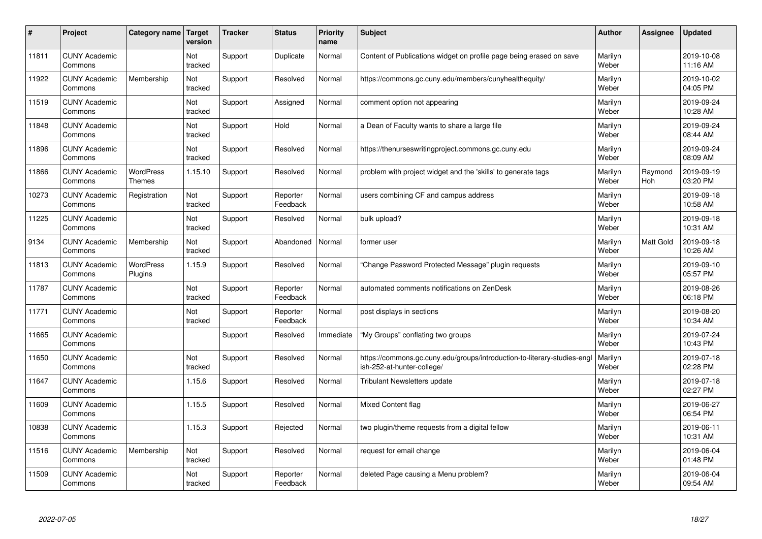| # | Project | Category name | Target version | Tracker | Status | Priority name | Subject | Author | Assignee | Updated |
|---|---|---|---|---|---|---|---|---|---|---|
| 11811 | CUNY Academic Commons | | Not tracked | Support | Duplicate | Normal | Content of Publications widget on profile page being erased on save | Marilyn Weber | | 2019-10-08 11:16 AM |
| 11922 | CUNY Academic Commons | Membership | Not tracked | Support | Resolved | Normal | https://commons.gc.cuny.edu/members/cunyhealthequity/ | Marilyn Weber | | 2019-10-02 04:05 PM |
| 11519 | CUNY Academic Commons | | Not tracked | Support | Assigned | Normal | comment option not appearing | Marilyn Weber | | 2019-09-24 10:28 AM |
| 11848 | CUNY Academic Commons | | Not tracked | Support | Hold | Normal | a Dean of Faculty wants to share a large file | Marilyn Weber | | 2019-09-24 08:44 AM |
| 11896 | CUNY Academic Commons | | Not tracked | Support | Resolved | Normal | https://thenurseswritingproject.commons.gc.cuny.edu | Marilyn Weber | | 2019-09-24 08:09 AM |
| 11866 | CUNY Academic Commons | WordPress Themes | 1.15.10 | Support | Resolved | Normal | problem with project widget and the 'skills' to generate tags | Marilyn Weber | Raymond Hoh | 2019-09-19 03:20 PM |
| 10273 | CUNY Academic Commons | Registration | Not tracked | Support | Reporter Feedback | Normal | users combining CF and campus address | Marilyn Weber | | 2019-09-18 10:58 AM |
| 11225 | CUNY Academic Commons | | Not tracked | Support | Resolved | Normal | bulk upload? | Marilyn Weber | | 2019-09-18 10:31 AM |
| 9134 | CUNY Academic Commons | Membership | Not tracked | Support | Abandoned | Normal | former user | Marilyn Weber | Matt Gold | 2019-09-18 10:26 AM |
| 11813 | CUNY Academic Commons | WordPress Plugins | 1.15.9 | Support | Resolved | Normal | "Change Password Protected Message" plugin requests | Marilyn Weber | | 2019-09-10 05:57 PM |
| 11787 | CUNY Academic Commons | | Not tracked | Support | Reporter Feedback | Normal | automated comments notifications on ZenDesk | Marilyn Weber | | 2019-08-26 06:18 PM |
| 11771 | CUNY Academic Commons | | Not tracked | Support | Reporter Feedback | Normal | post displays in sections | Marilyn Weber | | 2019-08-20 10:34 AM |
| 11665 | CUNY Academic Commons | | | Support | Resolved | Immediate | "My Groups" conflating two groups | Marilyn Weber | | 2019-07-24 10:43 PM |
| 11650 | CUNY Academic Commons | | Not tracked | Support | Resolved | Normal | https://commons.gc.cuny.edu/groups/introduction-to-literary-studies-english-252-at-hunter-college/ | Marilyn Weber | | 2019-07-18 02:28 PM |
| 11647 | CUNY Academic Commons | | 1.15.6 | Support | Resolved | Normal | Tribulant Newsletters update | Marilyn Weber | | 2019-07-18 02:27 PM |
| 11609 | CUNY Academic Commons | | 1.15.5 | Support | Resolved | Normal | Mixed Content flag | Marilyn Weber | | 2019-06-27 06:54 PM |
| 10838 | CUNY Academic Commons | | 1.15.3 | Support | Rejected | Normal | two plugin/theme requests from a digital fellow | Marilyn Weber | | 2019-06-11 10:31 AM |
| 11516 | CUNY Academic Commons | Membership | Not tracked | Support | Resolved | Normal | request for email change | Marilyn Weber | | 2019-06-04 01:48 PM |
| 11509 | CUNY Academic Commons | | Not tracked | Support | Reporter Feedback | Normal | deleted Page causing a Menu problem? | Marilyn Weber | | 2019-06-04 09:54 AM |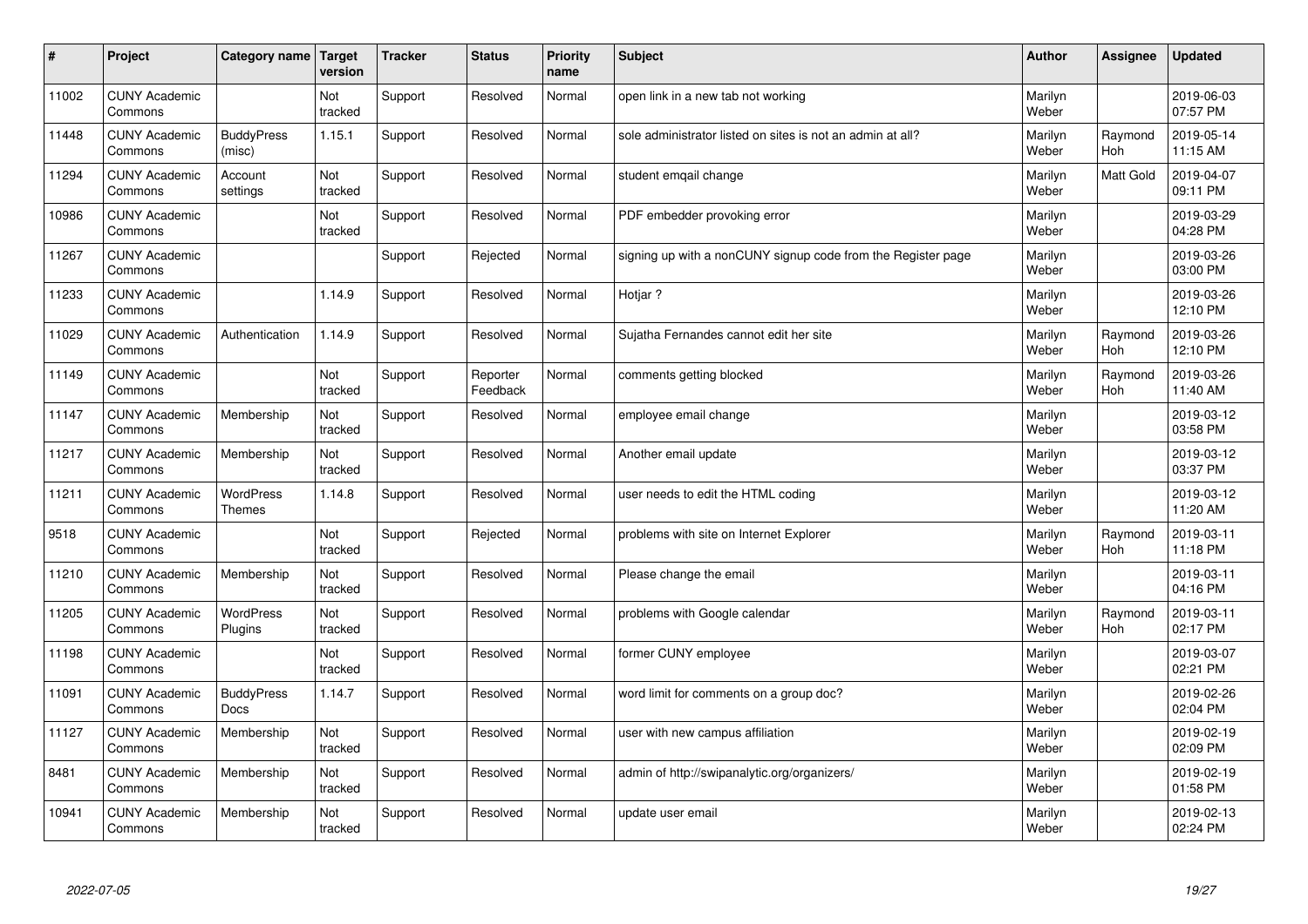| # | Project | Category name | Target version | Tracker | Status | Priority name | Subject | Author | Assignee | Updated |
|---|---|---|---|---|---|---|---|---|---|---|
| 11002 | CUNY Academic Commons | | Not tracked | Support | Resolved | Normal | open link in a new tab not working | Marilyn Weber | | 2019-06-03 07:57 PM |
| 11448 | CUNY Academic Commons | BuddyPress (misc) | 1.15.1 | Support | Resolved | Normal | sole administrator listed on sites is not an admin at all? | Marilyn Weber | Raymond Hoh | 2019-05-14 11:15 AM |
| 11294 | CUNY Academic Commons | Account settings | Not tracked | Support | Resolved | Normal | student emqail change | Marilyn Weber | Matt Gold | 2019-04-07 09:11 PM |
| 10986 | CUNY Academic Commons | | Not tracked | Support | Resolved | Normal | PDF embedder provoking error | Marilyn Weber | | 2019-03-29 04:28 PM |
| 11267 | CUNY Academic Commons | | | Support | Rejected | Normal | signing up with a nonCUNY signup code from the Register page | Marilyn Weber | | 2019-03-26 03:00 PM |
| 11233 | CUNY Academic Commons | | 1.14.9 | Support | Resolved | Normal | Hotjar ? | Marilyn Weber | | 2019-03-26 12:10 PM |
| 11029 | CUNY Academic Commons | Authentication | 1.14.9 | Support | Resolved | Normal | Sujatha Fernandes cannot edit her site | Marilyn Weber | Raymond Hoh | 2019-03-26 12:10 PM |
| 11149 | CUNY Academic Commons | | Not tracked | Support | Reporter Feedback | Normal | comments getting blocked | Marilyn Weber | Raymond Hoh | 2019-03-26 11:40 AM |
| 11147 | CUNY Academic Commons | Membership | Not tracked | Support | Resolved | Normal | employee email change | Marilyn Weber | | 2019-03-12 03:58 PM |
| 11217 | CUNY Academic Commons | Membership | Not tracked | Support | Resolved | Normal | Another email update | Marilyn Weber | | 2019-03-12 03:37 PM |
| 11211 | CUNY Academic Commons | WordPress Themes | 1.14.8 | Support | Resolved | Normal | user needs to edit the HTML coding | Marilyn Weber | | 2019-03-12 11:20 AM |
| 9518 | CUNY Academic Commons | | Not tracked | Support | Rejected | Normal | problems with site on Internet Explorer | Marilyn Weber | Raymond Hoh | 2019-03-11 11:18 PM |
| 11210 | CUNY Academic Commons | Membership | Not tracked | Support | Resolved | Normal | Please change the email | Marilyn Weber | | 2019-03-11 04:16 PM |
| 11205 | CUNY Academic Commons | WordPress Plugins | Not tracked | Support | Resolved | Normal | problems with Google calendar | Marilyn Weber | Raymond Hoh | 2019-03-11 02:17 PM |
| 11198 | CUNY Academic Commons | | Not tracked | Support | Resolved | Normal | former CUNY employee | Marilyn Weber | | 2019-03-07 02:21 PM |
| 11091 | CUNY Academic Commons | BuddyPress Docs | 1.14.7 | Support | Resolved | Normal | word limit for comments on a group doc? | Marilyn Weber | | 2019-02-26 02:04 PM |
| 11127 | CUNY Academic Commons | Membership | Not tracked | Support | Resolved | Normal | user with new campus affiliation | Marilyn Weber | | 2019-02-19 02:09 PM |
| 8481 | CUNY Academic Commons | Membership | Not tracked | Support | Resolved | Normal | admin of http://swipanalytic.org/organizers/ | Marilyn Weber | | 2019-02-19 01:58 PM |
| 10941 | CUNY Academic Commons | Membership | Not tracked | Support | Resolved | Normal | update user email | Marilyn Weber | | 2019-02-13 02:24 PM |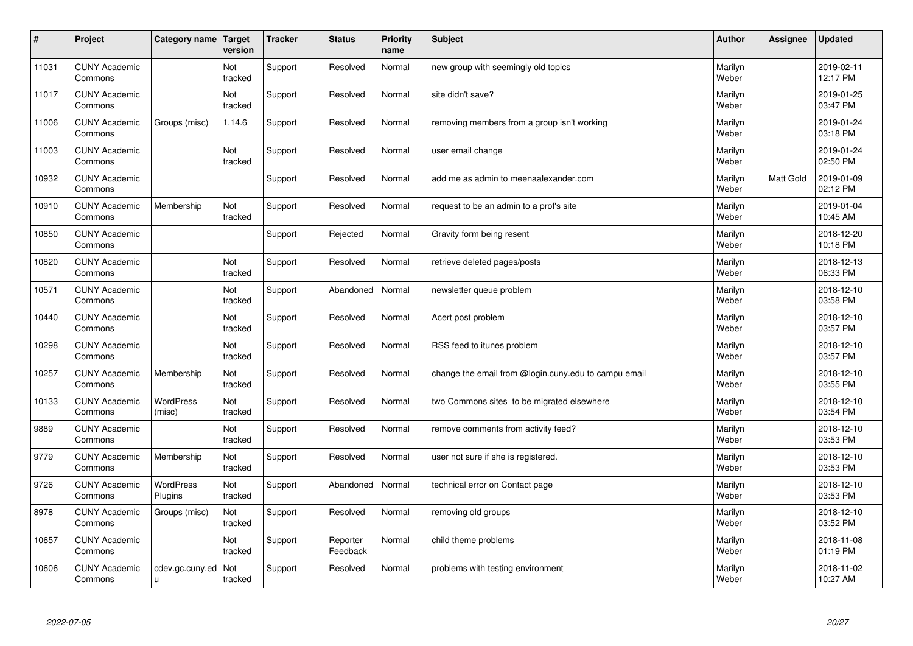| # | Project | Category name | Target version | Tracker | Status | Priority name | Subject | Author | Assignee | Updated |
|---|---|---|---|---|---|---|---|---|---|---|
| 11031 | CUNY Academic Commons | | Not tracked | Support | Resolved | Normal | new group with seemingly old topics | Marilyn Weber | | 2019-02-11 12:17 PM |
| 11017 | CUNY Academic Commons | | Not tracked | Support | Resolved | Normal | site didn't save? | Marilyn Weber | | 2019-01-25 03:47 PM |
| 11006 | CUNY Academic Commons | Groups (misc) | 1.14.6 | Support | Resolved | Normal | removing members from a group isn't working | Marilyn Weber | | 2019-01-24 03:18 PM |
| 11003 | CUNY Academic Commons | | Not tracked | Support | Resolved | Normal | user email change | Marilyn Weber | | 2019-01-24 02:50 PM |
| 10932 | CUNY Academic Commons | | | Support | Resolved | Normal | add me as admin to meenaalexander.com | Marilyn Weber | Matt Gold | 2019-01-09 02:12 PM |
| 10910 | CUNY Academic Commons | Membership | Not tracked | Support | Resolved | Normal | request to be an admin to a prof's site | Marilyn Weber | | 2019-01-04 10:45 AM |
| 10850 | CUNY Academic Commons | | | Support | Rejected | Normal | Gravity form being resent | Marilyn Weber | | 2018-12-20 10:18 PM |
| 10820 | CUNY Academic Commons | | Not tracked | Support | Resolved | Normal | retrieve deleted pages/posts | Marilyn Weber | | 2018-12-13 06:33 PM |
| 10571 | CUNY Academic Commons | | Not tracked | Support | Abandoned | Normal | newsletter queue problem | Marilyn Weber | | 2018-12-10 03:58 PM |
| 10440 | CUNY Academic Commons | | Not tracked | Support | Resolved | Normal | Acert post problem | Marilyn Weber | | 2018-12-10 03:57 PM |
| 10298 | CUNY Academic Commons | | Not tracked | Support | Resolved | Normal | RSS feed to itunes problem | Marilyn Weber | | 2018-12-10 03:57 PM |
| 10257 | CUNY Academic Commons | Membership | Not tracked | Support | Resolved | Normal | change the email from @login.cuny.edu to campu email | Marilyn Weber | | 2018-12-10 03:55 PM |
| 10133 | CUNY Academic Commons | WordPress (misc) | Not tracked | Support | Resolved | Normal | two Commons sites to be migrated elsewhere | Marilyn Weber | | 2018-12-10 03:54 PM |
| 9889 | CUNY Academic Commons | | Not tracked | Support | Resolved | Normal | remove comments from activity feed? | Marilyn Weber | | 2018-12-10 03:53 PM |
| 9779 | CUNY Academic Commons | Membership | Not tracked | Support | Resolved | Normal | user not sure if she is registered. | Marilyn Weber | | 2018-12-10 03:53 PM |
| 9726 | CUNY Academic Commons | WordPress Plugins | Not tracked | Support | Abandoned | Normal | technical error on Contact page | Marilyn Weber | | 2018-12-10 03:53 PM |
| 8978 | CUNY Academic Commons | Groups (misc) | Not tracked | Support | Resolved | Normal | removing old groups | Marilyn Weber | | 2018-12-10 03:52 PM |
| 10657 | CUNY Academic Commons | | Not tracked | Support | Reporter Feedback | Normal | child theme problems | Marilyn Weber | | 2018-11-08 01:19 PM |
| 10606 | CUNY Academic Commons | cdev.gc.cuny.edu | Not tracked | Support | Resolved | Normal | problems with testing environment | Marilyn Weber | | 2018-11-02 10:27 AM |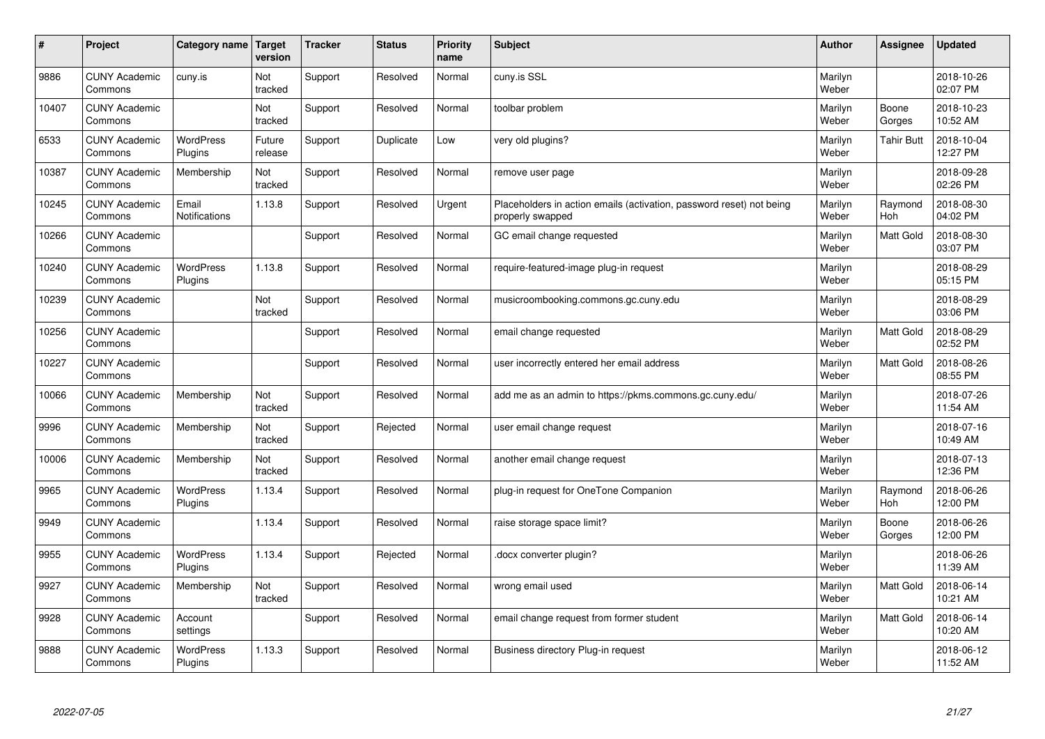| # | Project | Category name | Target version | Tracker | Status | Priority name | Subject | Author | Assignee | Updated |
|---|---|---|---|---|---|---|---|---|---|---|
| 9886 | CUNY Academic Commons | cuny.is | Not tracked | Support | Resolved | Normal | cuny.is SSL | Marilyn Weber | | 2018-10-26 02:07 PM |
| 10407 | CUNY Academic Commons | | Not tracked | Support | Resolved | Normal | toolbar problem | Marilyn Weber | Boone Gorges | 2018-10-23 10:52 AM |
| 6533 | CUNY Academic Commons | WordPress Plugins | Future release | Support | Duplicate | Low | very old plugins? | Marilyn Weber | Tahir Butt | 2018-10-04 12:27 PM |
| 10387 | CUNY Academic Commons | Membership | Not tracked | Support | Resolved | Normal | remove user page | Marilyn Weber | | 2018-09-28 02:26 PM |
| 10245 | CUNY Academic Commons | Email Notifications | 1.13.8 | Support | Resolved | Urgent | Placeholders in action emails (activation, password reset) not being properly swapped | Marilyn Weber | Raymond Hoh | 2018-08-30 04:02 PM |
| 10266 | CUNY Academic Commons | | | Support | Resolved | Normal | GC email change requested | Marilyn Weber | Matt Gold | 2018-08-30 03:07 PM |
| 10240 | CUNY Academic Commons | WordPress Plugins | 1.13.8 | Support | Resolved | Normal | require-featured-image plug-in request | Marilyn Weber | | 2018-08-29 05:15 PM |
| 10239 | CUNY Academic Commons | | Not tracked | Support | Resolved | Normal | musicroombooking.commons.gc.cuny.edu | Marilyn Weber | | 2018-08-29 03:06 PM |
| 10256 | CUNY Academic Commons | | | Support | Resolved | Normal | email change requested | Marilyn Weber | Matt Gold | 2018-08-29 02:52 PM |
| 10227 | CUNY Academic Commons | | | Support | Resolved | Normal | user incorrectly entered her email address | Marilyn Weber | Matt Gold | 2018-08-26 08:55 PM |
| 10066 | CUNY Academic Commons | Membership | Not tracked | Support | Resolved | Normal | add me as an admin to https://pkms.commons.gc.cuny.edu/ | Marilyn Weber | | 2018-07-26 11:54 AM |
| 9996 | CUNY Academic Commons | Membership | Not tracked | Support | Rejected | Normal | user email change request | Marilyn Weber | | 2018-07-16 10:49 AM |
| 10006 | CUNY Academic Commons | Membership | Not tracked | Support | Resolved | Normal | another email change request | Marilyn Weber | | 2018-07-13 12:36 PM |
| 9965 | CUNY Academic Commons | WordPress Plugins | 1.13.4 | Support | Resolved | Normal | plug-in request for OneTone Companion | Marilyn Weber | Raymond Hoh | 2018-06-26 12:00 PM |
| 9949 | CUNY Academic Commons | | 1.13.4 | Support | Resolved | Normal | raise storage space limit? | Marilyn Weber | Boone Gorges | 2018-06-26 12:00 PM |
| 9955 | CUNY Academic Commons | WordPress Plugins | 1.13.4 | Support | Rejected | Normal | .docx converter plugin? | Marilyn Weber | | 2018-06-26 11:39 AM |
| 9927 | CUNY Academic Commons | Membership | Not tracked | Support | Resolved | Normal | wrong email used | Marilyn Weber | Matt Gold | 2018-06-14 10:21 AM |
| 9928 | CUNY Academic Commons | Account settings | | Support | Resolved | Normal | email change request from former student | Marilyn Weber | Matt Gold | 2018-06-14 10:20 AM |
| 9888 | CUNY Academic Commons | WordPress Plugins | 1.13.3 | Support | Resolved | Normal | Business directory Plug-in request | Marilyn Weber | | 2018-06-12 11:52 AM |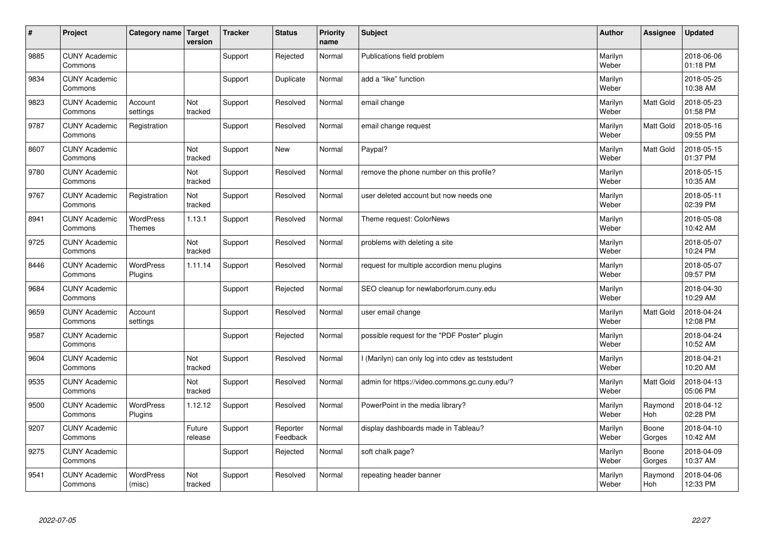| # | Project | Category name | Target version | Tracker | Status | Priority name | Subject | Author | Assignee | Updated |
|---|---|---|---|---|---|---|---|---|---|---|
| 9885 | CUNY Academic Commons | | | Support | Rejected | Normal | Publications field problem | Marilyn Weber | | 2018-06-06 01:18 PM |
| 9834 | CUNY Academic Commons | | | Support | Duplicate | Normal | add a "like" function | Marilyn Weber | | 2018-05-25 10:38 AM |
| 9823 | CUNY Academic Commons | Account settings | Not tracked | Support | Resolved | Normal | email change | Marilyn Weber | Matt Gold | 2018-05-23 01:58 PM |
| 9787 | CUNY Academic Commons | Registration | | Support | Resolved | Normal | email change request | Marilyn Weber | Matt Gold | 2018-05-16 09:55 PM |
| 8607 | CUNY Academic Commons | | Not tracked | Support | New | Normal | Paypal? | Marilyn Weber | Matt Gold | 2018-05-15 01:37 PM |
| 9780 | CUNY Academic Commons | | Not tracked | Support | Resolved | Normal | remove the phone number on this profile? | Marilyn Weber | | 2018-05-15 10:35 AM |
| 9767 | CUNY Academic Commons | Registration | Not tracked | Support | Resolved | Normal | user deleted account but now needs one | Marilyn Weber | | 2018-05-11 02:39 PM |
| 8941 | CUNY Academic Commons | WordPress Themes | 1.13.1 | Support | Resolved | Normal | Theme request: ColorNews | Marilyn Weber | | 2018-05-08 10:42 AM |
| 9725 | CUNY Academic Commons | | Not tracked | Support | Resolved | Normal | problems with deleting a site | Marilyn Weber | | 2018-05-07 10:24 PM |
| 8446 | CUNY Academic Commons | WordPress Plugins | 1.11.14 | Support | Resolved | Normal | request for multiple accordion menu plugins | Marilyn Weber | | 2018-05-07 09:57 PM |
| 9684 | CUNY Academic Commons | | | Support | Rejected | Normal | SEO cleanup for newlaborforum.cuny.edu | Marilyn Weber | | 2018-04-30 10:29 AM |
| 9659 | CUNY Academic Commons | Account settings | | Support | Resolved | Normal | user email change | Marilyn Weber | Matt Gold | 2018-04-24 12:08 PM |
| 9587 | CUNY Academic Commons | | | Support | Rejected | Normal | possible request for the "PDF Poster" plugin | Marilyn Weber | | 2018-04-24 10:52 AM |
| 9604 | CUNY Academic Commons | | Not tracked | Support | Resolved | Normal | I (Marilyn) can only log into cdev as teststudent | Marilyn Weber | | 2018-04-21 10:20 AM |
| 9535 | CUNY Academic Commons | | Not tracked | Support | Resolved | Normal | admin for https://video.commons.gc.cuny.edu/? | Marilyn Weber | Matt Gold | 2018-04-13 05:06 PM |
| 9500 | CUNY Academic Commons | WordPress Plugins | 1.12.12 | Support | Resolved | Normal | PowerPoint in the media library? | Marilyn Weber | Raymond Hoh | 2018-04-12 02:28 PM |
| 9207 | CUNY Academic Commons | | Future release | Support | Reporter Feedback | Normal | display dashboards made in Tableau? | Marilyn Weber | Boone Gorges | 2018-04-10 10:42 AM |
| 9275 | CUNY Academic Commons | | | Support | Rejected | Normal | soft chalk page? | Marilyn Weber | Boone Gorges | 2018-04-09 10:37 AM |
| 9541 | CUNY Academic Commons | WordPress (misc) | Not tracked | Support | Resolved | Normal | repeating header banner | Marilyn Weber | Raymond Hoh | 2018-04-06 12:33 PM |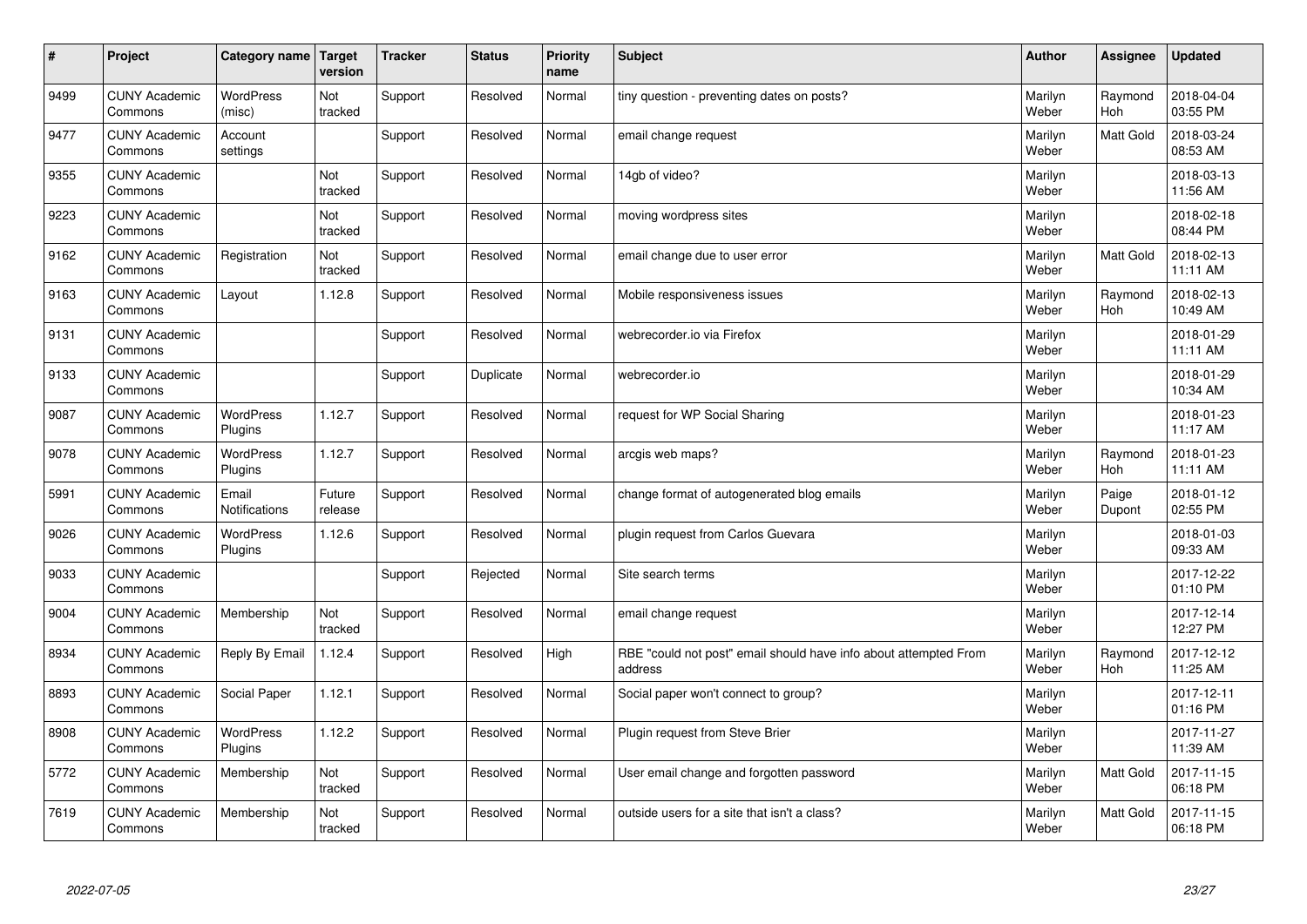| # | Project | Category name | Target version | Tracker | Status | Priority name | Subject | Author | Assignee | Updated |
|---|---|---|---|---|---|---|---|---|---|---|
| 9499 | CUNY Academic Commons | WordPress (misc) | Not tracked | Support | Resolved | Normal | tiny question - preventing dates on posts? | Marilyn Weber | Raymond Hoh | 2018-04-04 03:55 PM |
| 9477 | CUNY Academic Commons | Account settings | | Support | Resolved | Normal | email change request | Marilyn Weber | Matt Gold | 2018-03-24 08:53 AM |
| 9355 | CUNY Academic Commons | | Not tracked | Support | Resolved | Normal | 14gb of video? | Marilyn Weber | | 2018-03-13 11:56 AM |
| 9223 | CUNY Academic Commons | | Not tracked | Support | Resolved | Normal | moving wordpress sites | Marilyn Weber | | 2018-02-18 08:44 PM |
| 9162 | CUNY Academic Commons | Registration | Not tracked | Support | Resolved | Normal | email change due to user error | Marilyn Weber | Matt Gold | 2018-02-13 11:11 AM |
| 9163 | CUNY Academic Commons | Layout | 1.12.8 | Support | Resolved | Normal | Mobile responsiveness issues | Marilyn Weber | Raymond Hoh | 2018-02-13 10:49 AM |
| 9131 | CUNY Academic Commons | | | Support | Resolved | Normal | webrecorder.io via Firefox | Marilyn Weber | | 2018-01-29 11:11 AM |
| 9133 | CUNY Academic Commons | | | Support | Duplicate | Normal | webrecorder.io | Marilyn Weber | | 2018-01-29 10:34 AM |
| 9087 | CUNY Academic Commons | WordPress Plugins | 1.12.7 | Support | Resolved | Normal | request for WP Social Sharing | Marilyn Weber | | 2018-01-23 11:17 AM |
| 9078 | CUNY Academic Commons | WordPress Plugins | 1.12.7 | Support | Resolved | Normal | arcgis web maps? | Marilyn Weber | Raymond Hoh | 2018-01-23 11:11 AM |
| 5991 | CUNY Academic Commons | Email Notifications | Future release | Support | Resolved | Normal | change format of autogenerated blog emails | Marilyn Weber | Paige Dupont | 2018-01-12 02:55 PM |
| 9026 | CUNY Academic Commons | WordPress Plugins | 1.12.6 | Support | Resolved | Normal | plugin request from Carlos Guevara | Marilyn Weber | | 2018-01-03 09:33 AM |
| 9033 | CUNY Academic Commons | | | Support | Rejected | Normal | Site search terms | Marilyn Weber | | 2017-12-22 01:10 PM |
| 9004 | CUNY Academic Commons | Membership | Not tracked | Support | Resolved | Normal | email change request | Marilyn Weber | | 2017-12-14 12:27 PM |
| 8934 | CUNY Academic Commons | Reply By Email | 1.12.4 | Support | Resolved | High | RBE "could not post" email should have info about attempted From address | Marilyn Weber | Raymond Hoh | 2017-12-12 11:25 AM |
| 8893 | CUNY Academic Commons | Social Paper | 1.12.1 | Support | Resolved | Normal | Social paper won't connect to group? | Marilyn Weber | | 2017-12-11 01:16 PM |
| 8908 | CUNY Academic Commons | WordPress Plugins | 1.12.2 | Support | Resolved | Normal | Plugin request from Steve Brier | Marilyn Weber | | 2017-11-27 11:39 AM |
| 5772 | CUNY Academic Commons | Membership | Not tracked | Support | Resolved | Normal | User email change and forgotten password | Marilyn Weber | Matt Gold | 2017-11-15 06:18 PM |
| 7619 | CUNY Academic Commons | Membership | Not tracked | Support | Resolved | Normal | outside users for a site that isn't a class? | Marilyn Weber | Matt Gold | 2017-11-15 06:18 PM |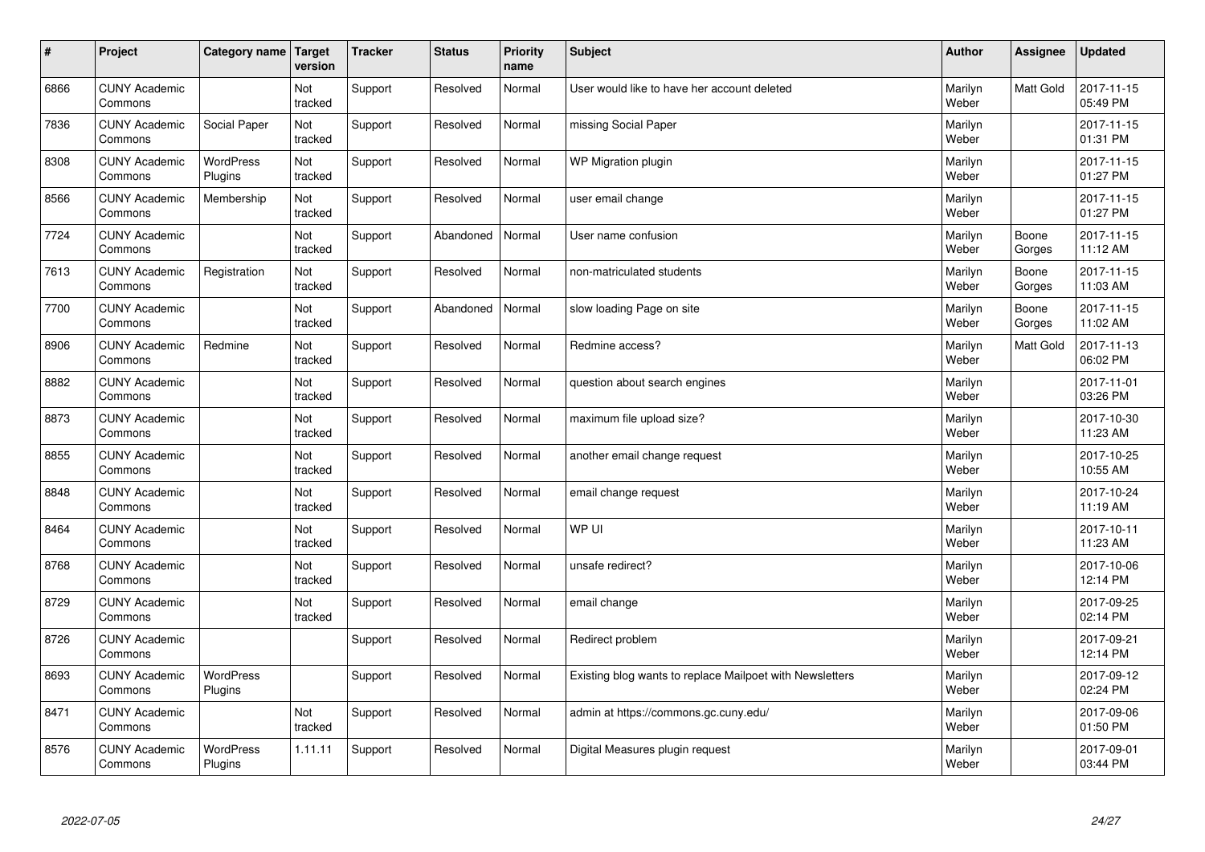| # | Project | Category name | Target version | Tracker | Status | Priority name | Subject | Author | Assignee | Updated |
|---|---|---|---|---|---|---|---|---|---|---|
| 6866 | CUNY Academic Commons | | Not tracked | Support | Resolved | Normal | User would like to have her account deleted | Marilyn Weber | Matt Gold | 2017-11-15 05:49 PM |
| 7836 | CUNY Academic Commons | Social Paper | Not tracked | Support | Resolved | Normal | missing Social Paper | Marilyn Weber | | 2017-11-15 01:31 PM |
| 8308 | CUNY Academic Commons | WordPress Plugins | Not tracked | Support | Resolved | Normal | WP Migration plugin | Marilyn Weber | | 2017-11-15 01:27 PM |
| 8566 | CUNY Academic Commons | Membership | Not tracked | Support | Resolved | Normal | user email change | Marilyn Weber | | 2017-11-15 01:27 PM |
| 7724 | CUNY Academic Commons | | Not tracked | Support | Abandoned | Normal | User name confusion | Marilyn Weber | Boone Gorges | 2017-11-15 11:12 AM |
| 7613 | CUNY Academic Commons | Registration | Not tracked | Support | Resolved | Normal | non-matriculated students | Marilyn Weber | Boone Gorges | 2017-11-15 11:03 AM |
| 7700 | CUNY Academic Commons | | Not tracked | Support | Abandoned | Normal | slow loading Page on site | Marilyn Weber | Boone Gorges | 2017-11-15 11:02 AM |
| 8906 | CUNY Academic Commons | Redmine | Not tracked | Support | Resolved | Normal | Redmine access? | Marilyn Weber | Matt Gold | 2017-11-13 06:02 PM |
| 8882 | CUNY Academic Commons | | Not tracked | Support | Resolved | Normal | question about search engines | Marilyn Weber | | 2017-11-01 03:26 PM |
| 8873 | CUNY Academic Commons | | Not tracked | Support | Resolved | Normal | maximum file upload size? | Marilyn Weber | | 2017-10-30 11:23 AM |
| 8855 | CUNY Academic Commons | | Not tracked | Support | Resolved | Normal | another email change request | Marilyn Weber | | 2017-10-25 10:55 AM |
| 8848 | CUNY Academic Commons | | Not tracked | Support | Resolved | Normal | email change request | Marilyn Weber | | 2017-10-24 11:19 AM |
| 8464 | CUNY Academic Commons | | Not tracked | Support | Resolved | Normal | WP UI | Marilyn Weber | | 2017-10-11 11:23 AM |
| 8768 | CUNY Academic Commons | | Not tracked | Support | Resolved | Normal | unsafe redirect? | Marilyn Weber | | 2017-10-06 12:14 PM |
| 8729 | CUNY Academic Commons | | Not tracked | Support | Resolved | Normal | email change | Marilyn Weber | | 2017-09-25 02:14 PM |
| 8726 | CUNY Academic Commons | | | Support | Resolved | Normal | Redirect problem | Marilyn Weber | | 2017-09-21 12:14 PM |
| 8693 | CUNY Academic Commons | WordPress Plugins | | Support | Resolved | Normal | Existing blog wants to replace Mailpoet with Newsletters | Marilyn Weber | | 2017-09-12 02:24 PM |
| 8471 | CUNY Academic Commons | | Not tracked | Support | Resolved | Normal | admin at https://commons.gc.cuny.edu/ | Marilyn Weber | | 2017-09-06 01:50 PM |
| 8576 | CUNY Academic Commons | WordPress Plugins | 1.11.11 | Support | Resolved | Normal | Digital Measures plugin request | Marilyn Weber | | 2017-09-01 03:44 PM |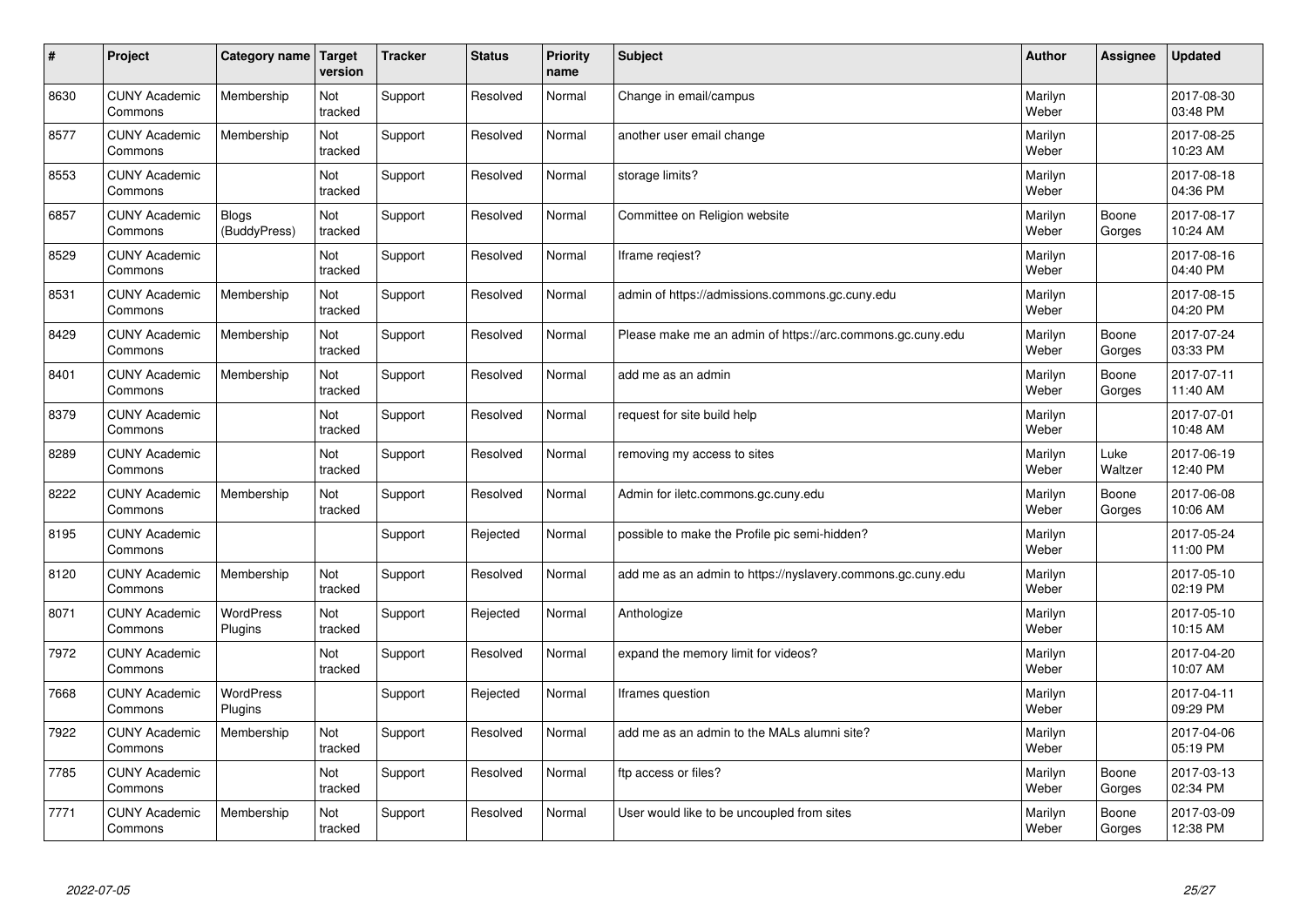| # | Project | Category name | Target version | Tracker | Status | Priority name | Subject | Author | Assignee | Updated |
|---|---|---|---|---|---|---|---|---|---|---|
| 8630 | CUNY Academic Commons | Membership | Not tracked | Support | Resolved | Normal | Change in email/campus | Marilyn Weber | | 2017-08-30 03:48 PM |
| 8577 | CUNY Academic Commons | Membership | Not tracked | Support | Resolved | Normal | another user email change | Marilyn Weber | | 2017-08-25 10:23 AM |
| 8553 | CUNY Academic Commons | | Not tracked | Support | Resolved | Normal | storage limits? | Marilyn Weber | | 2017-08-18 04:36 PM |
| 6857 | CUNY Academic Commons | Blogs (BuddyPress) | Not tracked | Support | Resolved | Normal | Committee on Religion website | Marilyn Weber | Boone Gorges | 2017-08-17 10:24 AM |
| 8529 | CUNY Academic Commons | | Not tracked | Support | Resolved | Normal | Iframe reqiest? | Marilyn Weber | | 2017-08-16 04:40 PM |
| 8531 | CUNY Academic Commons | Membership | Not tracked | Support | Resolved | Normal | admin of https://admissions.commons.gc.cuny.edu | Marilyn Weber | | 2017-08-15 04:20 PM |
| 8429 | CUNY Academic Commons | Membership | Not tracked | Support | Resolved | Normal | Please make me an admin of https://arc.commons.gc.cuny.edu | Marilyn Weber | Boone Gorges | 2017-07-24 03:33 PM |
| 8401 | CUNY Academic Commons | Membership | Not tracked | Support | Resolved | Normal | add me as an admin | Marilyn Weber | Boone Gorges | 2017-07-11 11:40 AM |
| 8379 | CUNY Academic Commons | | Not tracked | Support | Resolved | Normal | request for site build help | Marilyn Weber | | 2017-07-01 10:48 AM |
| 8289 | CUNY Academic Commons | | Not tracked | Support | Resolved | Normal | removing my access to sites | Marilyn Weber | Luke Waltzer | 2017-06-19 12:40 PM |
| 8222 | CUNY Academic Commons | Membership | Not tracked | Support | Resolved | Normal | Admin for iletc.commons.gc.cuny.edu | Marilyn Weber | Boone Gorges | 2017-06-08 10:06 AM |
| 8195 | CUNY Academic Commons | | | Support | Rejected | Normal | possible to make the Profile pic semi-hidden? | Marilyn Weber | | 2017-05-24 11:00 PM |
| 8120 | CUNY Academic Commons | Membership | Not tracked | Support | Resolved | Normal | add me as an admin to https://nyslavery.commons.gc.cuny.edu | Marilyn Weber | | 2017-05-10 02:19 PM |
| 8071 | CUNY Academic Commons | WordPress Plugins | Not tracked | Support | Rejected | Normal | Anthologize | Marilyn Weber | | 2017-05-10 10:15 AM |
| 7972 | CUNY Academic Commons | | Not tracked | Support | Resolved | Normal | expand the memory limit for videos? | Marilyn Weber | | 2017-04-20 10:07 AM |
| 7668 | CUNY Academic Commons | WordPress Plugins | | Support | Rejected | Normal | Iframes question | Marilyn Weber | | 2017-04-11 09:29 PM |
| 7922 | CUNY Academic Commons | Membership | Not tracked | Support | Resolved | Normal | add me as an admin to the MALs alumni site? | Marilyn Weber | | 2017-04-06 05:19 PM |
| 7785 | CUNY Academic Commons | | Not tracked | Support | Resolved | Normal | ftp access or files? | Marilyn Weber | Boone Gorges | 2017-03-13 02:34 PM |
| 7771 | CUNY Academic Commons | Membership | Not tracked | Support | Resolved | Normal | User would like to be uncoupled from sites | Marilyn Weber | Boone Gorges | 2017-03-09 12:38 PM |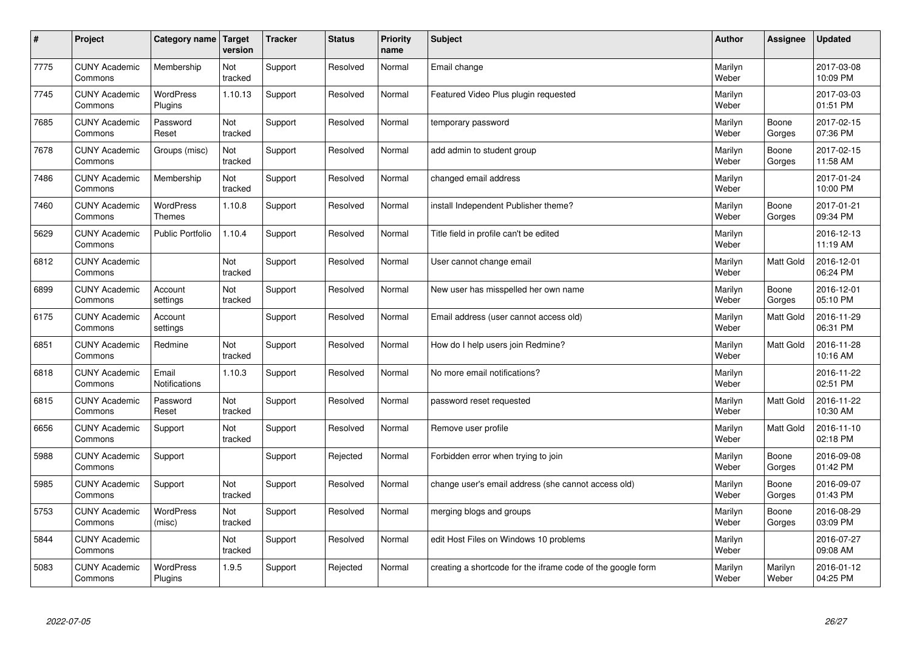| # | Project | Category name | Target version | Tracker | Status | Priority name | Subject | Author | Assignee | Updated |
|---|---|---|---|---|---|---|---|---|---|---|
| 7775 | CUNY Academic Commons | Membership | Not tracked | Support | Resolved | Normal | Email change | Marilyn Weber | | 2017-03-08 10:09 PM |
| 7745 | CUNY Academic Commons | WordPress Plugins | 1.10.13 | Support | Resolved | Normal | Featured Video Plus plugin requested | Marilyn Weber | | 2017-03-03 01:51 PM |
| 7685 | CUNY Academic Commons | Password Reset | Not tracked | Support | Resolved | Normal | temporary password | Marilyn Weber | Boone Gorges | 2017-02-15 07:36 PM |
| 7678 | CUNY Academic Commons | Groups (misc) | Not tracked | Support | Resolved | Normal | add admin to student group | Marilyn Weber | Boone Gorges | 2017-02-15 11:58 AM |
| 7486 | CUNY Academic Commons | Membership | Not tracked | Support | Resolved | Normal | changed email address | Marilyn Weber | | 2017-01-24 10:00 PM |
| 7460 | CUNY Academic Commons | WordPress Themes | 1.10.8 | Support | Resolved | Normal | install Independent Publisher theme? | Marilyn Weber | Boone Gorges | 2017-01-21 09:34 PM |
| 5629 | CUNY Academic Commons | Public Portfolio | 1.10.4 | Support | Resolved | Normal | Title field in profile can't be edited | Marilyn Weber | | 2016-12-13 11:19 AM |
| 6812 | CUNY Academic Commons | | Not tracked | Support | Resolved | Normal | User cannot change email | Marilyn Weber | Matt Gold | 2016-12-01 06:24 PM |
| 6899 | CUNY Academic Commons | Account settings | Not tracked | Support | Resolved | Normal | New user has misspelled her own name | Marilyn Weber | Boone Gorges | 2016-12-01 05:10 PM |
| 6175 | CUNY Academic Commons | Account settings | | Support | Resolved | Normal | Email address (user cannot access old) | Marilyn Weber | Matt Gold | 2016-11-29 06:31 PM |
| 6851 | CUNY Academic Commons | Redmine | Not tracked | Support | Resolved | Normal | How do I help users join Redmine? | Marilyn Weber | Matt Gold | 2016-11-28 10:16 AM |
| 6818 | CUNY Academic Commons | Email Notifications | 1.10.3 | Support | Resolved | Normal | No more email notifications? | Marilyn Weber | | 2016-11-22 02:51 PM |
| 6815 | CUNY Academic Commons | Password Reset | Not tracked | Support | Resolved | Normal | password reset requested | Marilyn Weber | Matt Gold | 2016-11-22 10:30 AM |
| 6656 | CUNY Academic Commons | Support | Not tracked | Support | Resolved | Normal | Remove user profile | Marilyn Weber | Matt Gold | 2016-11-10 02:18 PM |
| 5988 | CUNY Academic Commons | Support | | Support | Rejected | Normal | Forbidden error when trying to join | Marilyn Weber | Boone Gorges | 2016-09-08 01:42 PM |
| 5985 | CUNY Academic Commons | Support | Not tracked | Support | Resolved | Normal | change user's email address (she cannot access old) | Marilyn Weber | Boone Gorges | 2016-09-07 01:43 PM |
| 5753 | CUNY Academic Commons | WordPress (misc) | Not tracked | Support | Resolved | Normal | merging blogs and groups | Marilyn Weber | Boone Gorges | 2016-08-29 03:09 PM |
| 5844 | CUNY Academic Commons | | Not tracked | Support | Resolved | Normal | edit Host Files on Windows 10 problems | Marilyn Weber | | 2016-07-27 09:08 AM |
| 5083 | CUNY Academic Commons | WordPress Plugins | 1.9.5 | Support | Rejected | Normal | creating a shortcode for the iframe code of the google form | Marilyn Weber | Marilyn Weber | 2016-01-12 04:25 PM |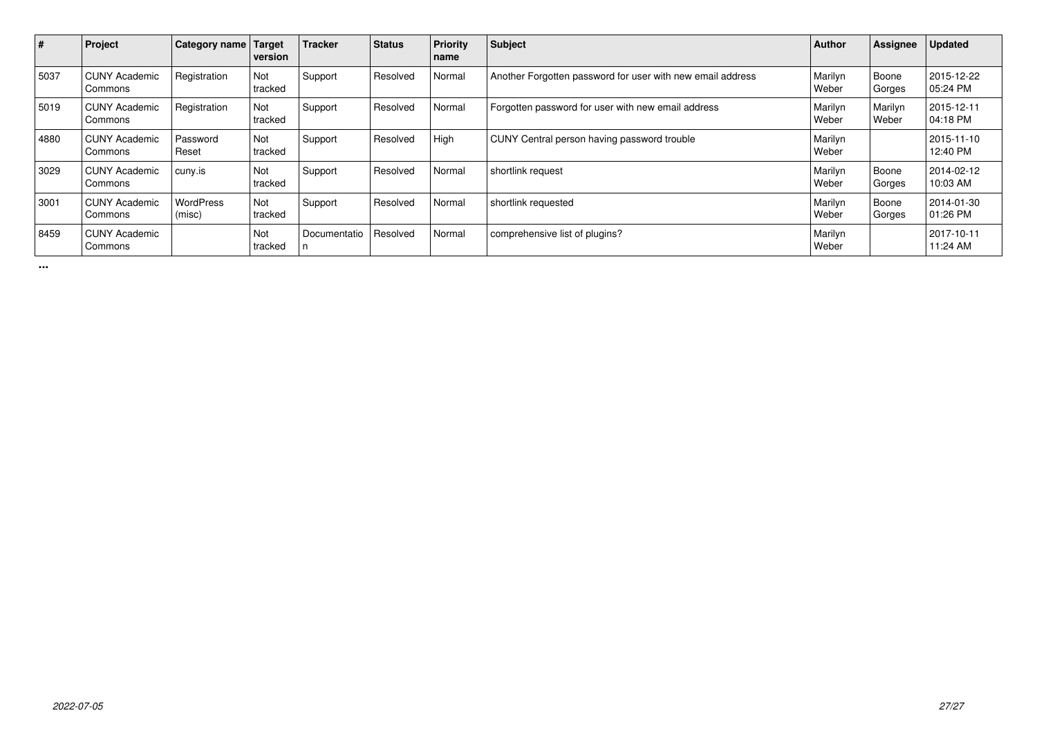| # | Project | Category name | Target version | Tracker | Status | Priority name | Subject | Author | Assignee | Updated |
|---|---|---|---|---|---|---|---|---|---|---|
| 5037 | CUNY Academic Commons | Registration | Not tracked | Support | Resolved | Normal | Another Forgotten password for user with new email address | Marilyn Weber | Boone Gorges | 2015-12-22 05:24 PM |
| 5019 | CUNY Academic Commons | Registration | Not tracked | Support | Resolved | Normal | Forgotten password for user with new email address | Marilyn Weber | Marilyn Weber | 2015-12-11 04:18 PM |
| 4880 | CUNY Academic Commons | Password Reset | Not tracked | Support | Resolved | High | CUNY Central person having password trouble | Marilyn Weber | | 2015-11-10 12:40 PM |
| 3029 | CUNY Academic Commons | cuny.is | Not tracked | Support | Resolved | Normal | shortlink request | Marilyn Weber | Boone Gorges | 2014-02-12 10:03 AM |
| 3001 | CUNY Academic Commons | WordPress (misc) | Not tracked | Support | Resolved | Normal | shortlink requested | Marilyn Weber | Boone Gorges | 2014-01-30 01:26 PM |
| 8459 | CUNY Academic Commons | | Not tracked | Documentation | Resolved | Normal | comprehensive list of plugins? | Marilyn Weber | | 2017-10-11 11:24 AM |

...